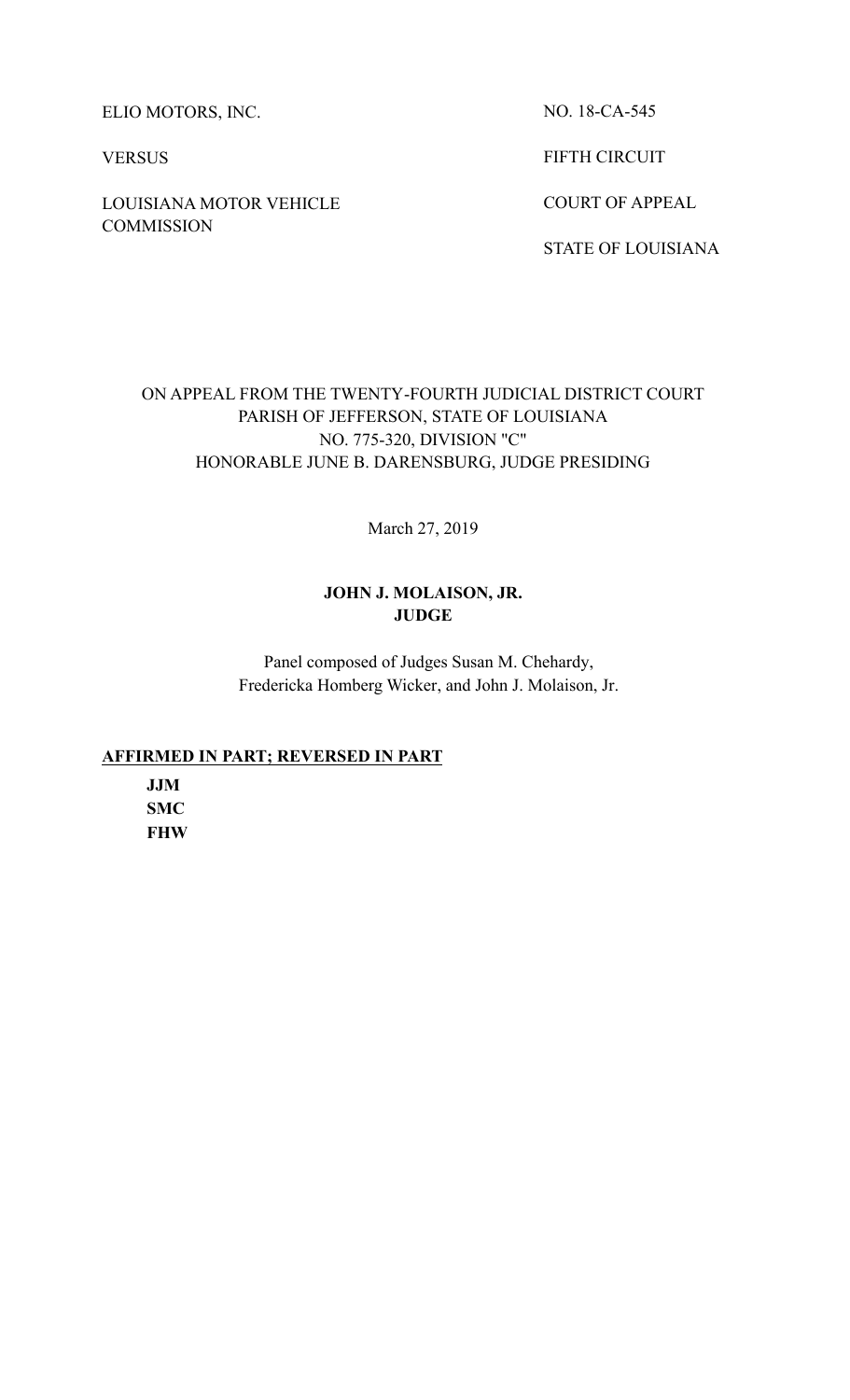ELIO MOTORS, INC.

VERSUS

LOUISIANA MOTOR VEHICLE COMMISSION

NO. 18-CA-545

FIFTH CIRCUIT

COURT OF APPEAL

STATE OF LOUISIANA

ON APPEAL FROM THE TWENTY-FOURTH JUDICIAL DISTRICT COURT
PARISH OF JEFFERSON, STATE OF LOUISIANA
NO. 775-320, DIVISION "C"
HONORABLE JUNE B. DARENSBURG, JUDGE PRESIDING

March 27, 2019

**JOHN J. MOLAISON, JR.**
**JUDGE**

Panel composed of Judges Susan M. Chehardy,
Fredericka Homberg Wicker, and John J. Molaison, Jr.

**AFFIRMED IN PART; REVERSED IN PART**

**JJM**
**SMC**
**FHW**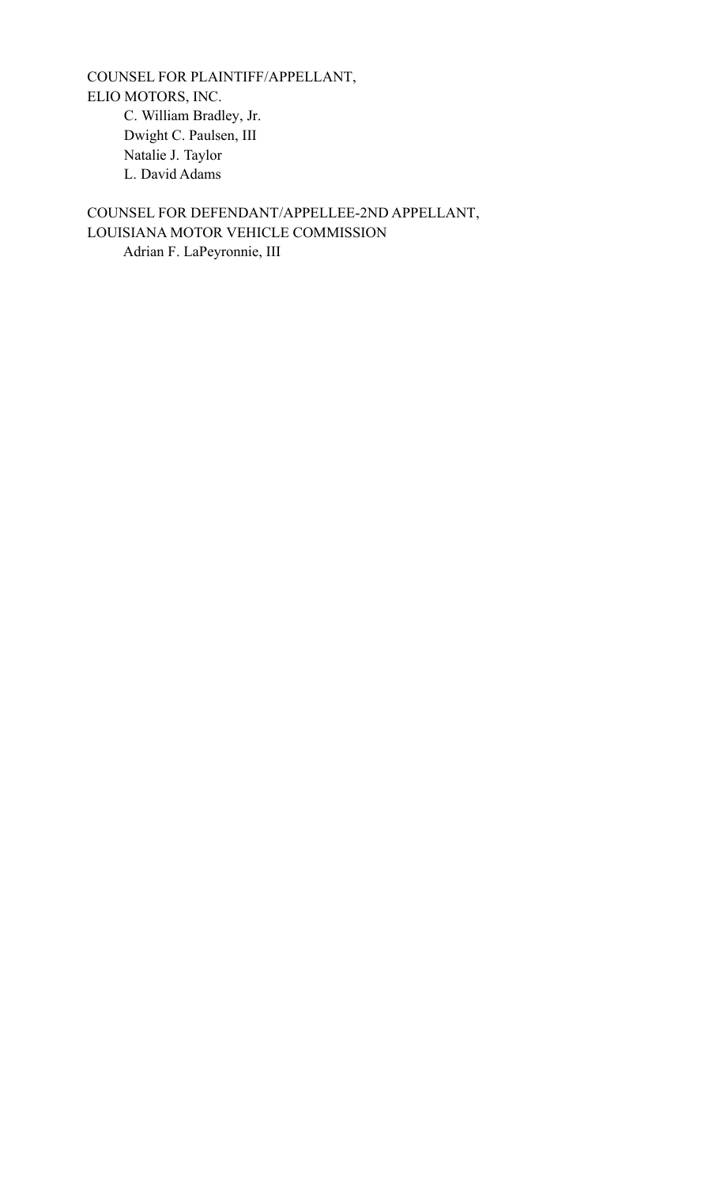COUNSEL FOR PLAINTIFF/APPELLANT,
ELIO MOTORS, INC.

C. William Bradley, Jr.
Dwight C. Paulsen, III
Natalie J. Taylor
L. David Adams

COUNSEL FOR DEFENDANT/APPELLEE-2ND APPELLANT,
LOUISIANA MOTOR VEHICLE COMMISSION

Adrian F. LaPeyronnie, III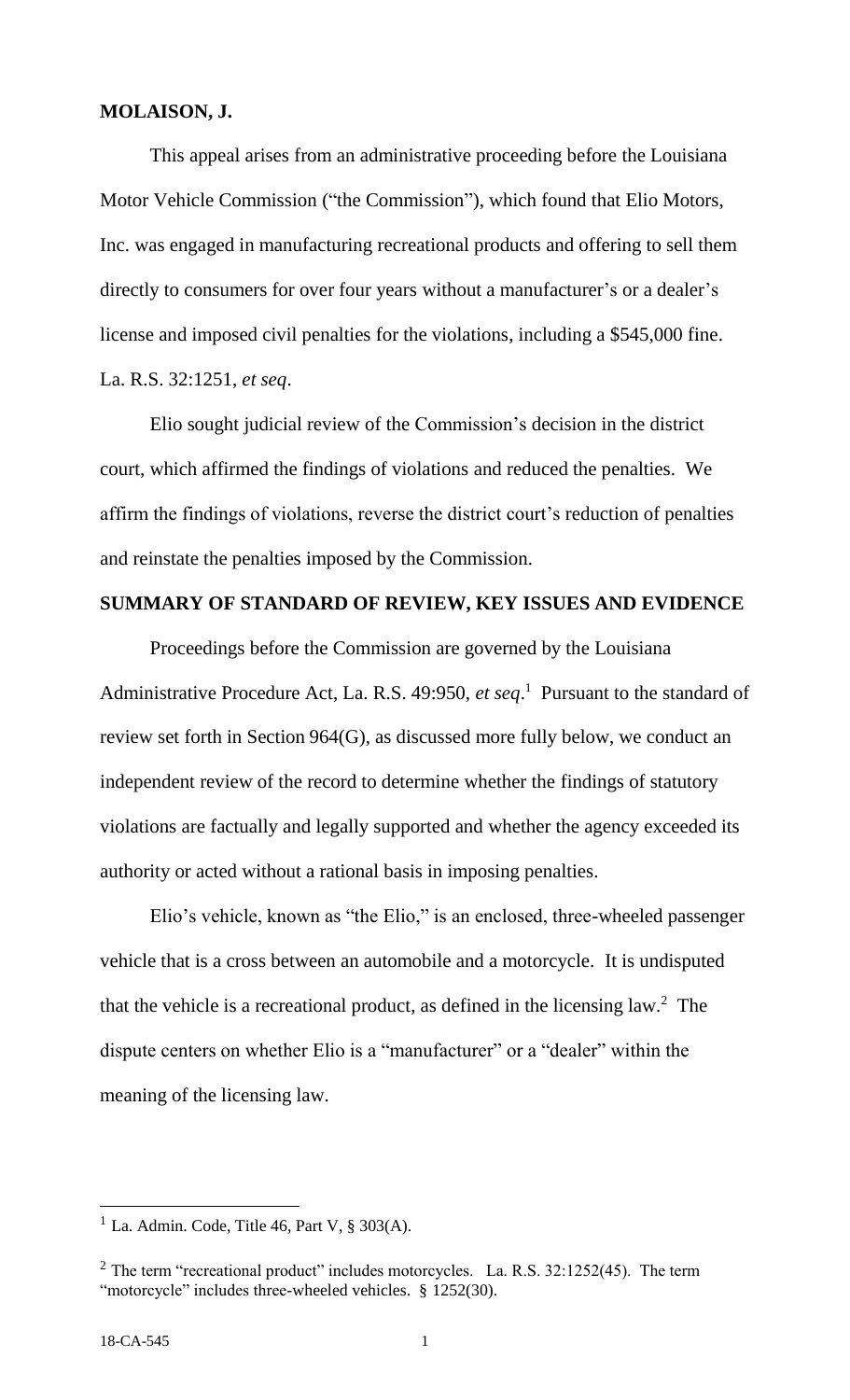**MOLAISON, J.**

This appeal arises from an administrative proceeding before the Louisiana Motor Vehicle Commission ("the Commission"), which found that Elio Motors, Inc. was engaged in manufacturing recreational products and offering to sell them directly to consumers for over four years without a manufacturer's or a dealer's license and imposed civil penalties for the violations, including a $545,000 fine. La. R.S. 32:1251, *et seq*.

Elio sought judicial review of the Commission's decision in the district court, which affirmed the findings of violations and reduced the penalties. We affirm the findings of violations, reverse the district court's reduction of penalties and reinstate the penalties imposed by the Commission.

## SUMMARY OF STANDARD OF REVIEW, KEY ISSUES AND EVIDENCE

Proceedings before the Commission are governed by the Louisiana Administrative Procedure Act, La. R.S. 49:950, *et seq*.[1] Pursuant to the standard of review set forth in Section 964(G), as discussed more fully below, we conduct an independent review of the record to determine whether the findings of statutory violations are factually and legally supported and whether the agency exceeded its authority or acted without a rational basis in imposing penalties.

Elio's vehicle, known as "the Elio," is an enclosed, three-wheeled passenger vehicle that is a cross between an automobile and a motorcycle. It is undisputed that the vehicle is a recreational product, as defined in the licensing law.[2] The dispute centers on whether Elio is a "manufacturer" or a "dealer" within the meaning of the licensing law.

---

[1] La. Admin. Code, Title 46, Part V, § 303(A).

[2] The term "recreational product" includes motorcycles. La. R.S. 32:1252(45). The term "motorcycle" includes three-wheeled vehicles. § 1252(30).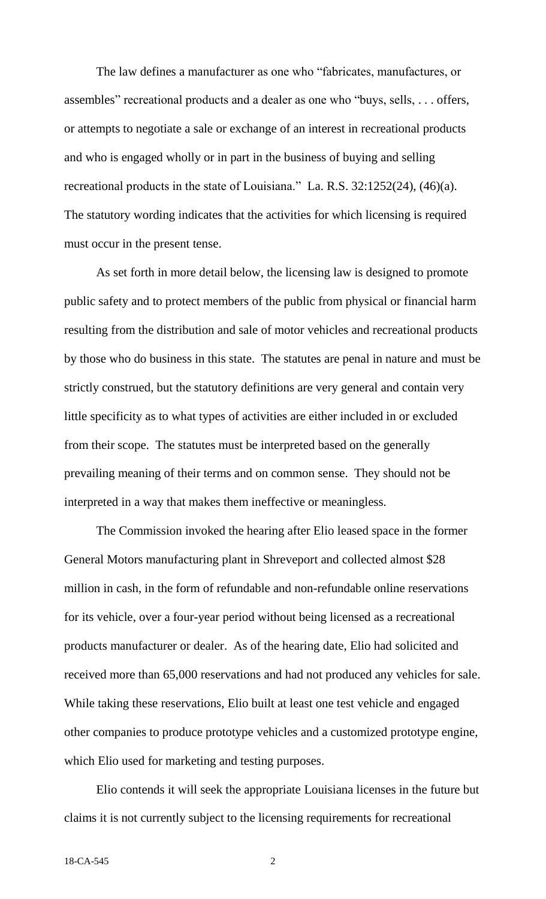The law defines a manufacturer as one who "fabricates, manufactures, or assembles" recreational products and a dealer as one who "buys, sells, . . . offers, or attempts to negotiate a sale or exchange of an interest in recreational products and who is engaged wholly or in part in the business of buying and selling recreational products in the state of Louisiana." La. R.S. 32:1252(24), (46)(a). The statutory wording indicates that the activities for which licensing is required must occur in the present tense.

As set forth in more detail below, the licensing law is designed to promote public safety and to protect members of the public from physical or financial harm resulting from the distribution and sale of motor vehicles and recreational products by those who do business in this state. The statutes are penal in nature and must be strictly construed, but the statutory definitions are very general and contain very little specificity as to what types of activities are either included in or excluded from their scope. The statutes must be interpreted based on the generally prevailing meaning of their terms and on common sense. They should not be interpreted in a way that makes them ineffective or meaningless.

The Commission invoked the hearing after Elio leased space in the former General Motors manufacturing plant in Shreveport and collected almost $28 million in cash, in the form of refundable and non-refundable online reservations for its vehicle, over a four-year period without being licensed as a recreational products manufacturer or dealer. As of the hearing date, Elio had solicited and received more than 65,000 reservations and had not produced any vehicles for sale. While taking these reservations, Elio built at least one test vehicle and engaged other companies to produce prototype vehicles and a customized prototype engine, which Elio used for marketing and testing purposes.

Elio contends it will seek the appropriate Louisiana licenses in the future but claims it is not currently subject to the licensing requirements for recreational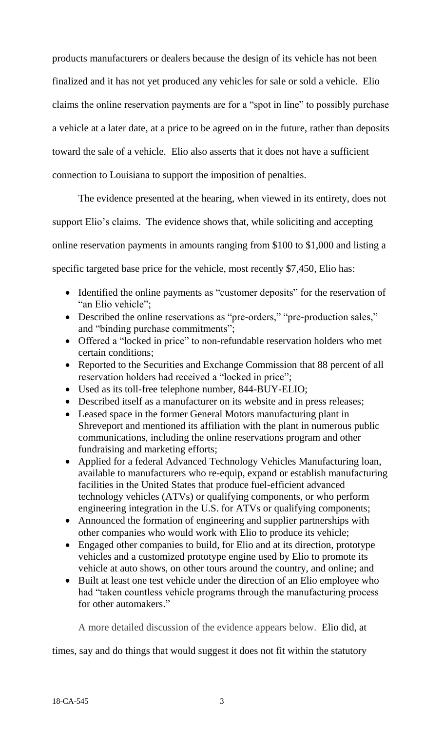products manufacturers or dealers because the design of its vehicle has not been finalized and it has not yet produced any vehicles for sale or sold a vehicle. Elio claims the online reservation payments are for a "spot in line" to possibly purchase a vehicle at a later date, at a price to be agreed on in the future, rather than deposits toward the sale of a vehicle. Elio also asserts that it does not have a sufficient connection to Louisiana to support the imposition of penalties.

The evidence presented at the hearing, when viewed in its entirety, does not support Elio's claims. The evidence shows that, while soliciting and accepting online reservation payments in amounts ranging from $100 to $1,000 and listing a specific targeted base price for the vehicle, most recently $7,450, Elio has:

- Identified the online payments as "customer deposits" for the reservation of "an Elio vehicle";
- Described the online reservations as "pre-orders," "pre-production sales," and "binding purchase commitments";
- Offered a "locked in price" to non-refundable reservation holders who met certain conditions;
- Reported to the Securities and Exchange Commission that 88 percent of all reservation holders had received a "locked in price";
- Used as its toll-free telephone number, 844-BUY-ELIO;
- Described itself as a manufacturer on its website and in press releases;
- Leased space in the former General Motors manufacturing plant in Shreveport and mentioned its affiliation with the plant in numerous public communications, including the online reservations program and other fundraising and marketing efforts;
- Applied for a federal Advanced Technology Vehicles Manufacturing loan, available to manufacturers who re-equip, expand or establish manufacturing facilities in the United States that produce fuel-efficient advanced technology vehicles (ATVs) or qualifying components, or who perform engineering integration in the U.S. for ATVs or qualifying components;
- Announced the formation of engineering and supplier partnerships with other companies who would work with Elio to produce its vehicle;
- Engaged other companies to build, for Elio and at its direction, prototype vehicles and a customized prototype engine used by Elio to promote its vehicle at auto shows, on other tours around the country, and online; and
- Built at least one test vehicle under the direction of an Elio employee who had "taken countless vehicle programs through the manufacturing process for other automakers."

A more detailed discussion of the evidence appears below. Elio did, at times, say and do things that would suggest it does not fit within the statutory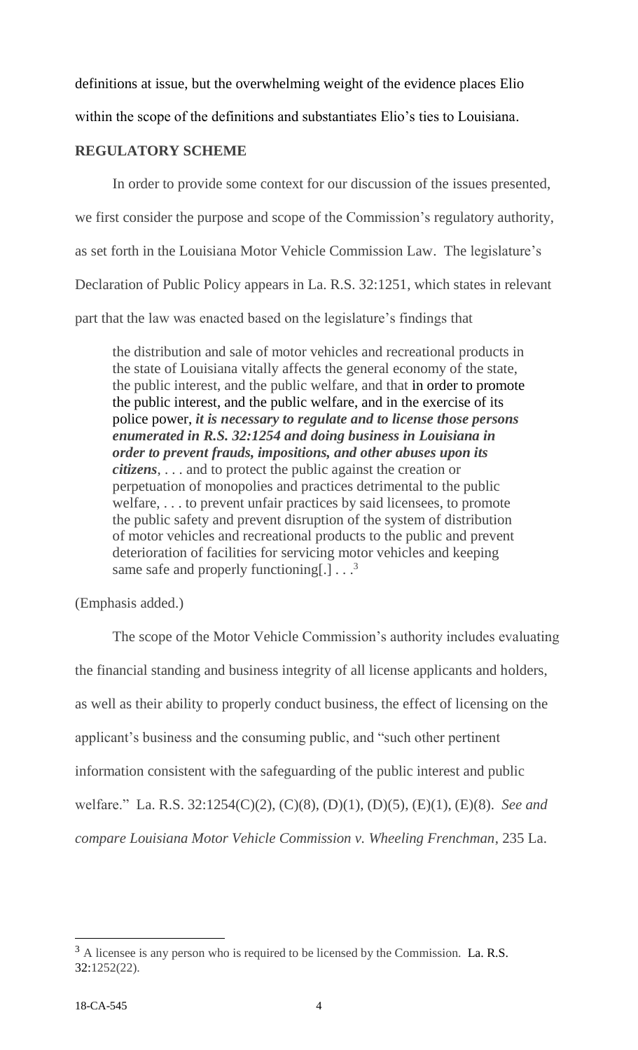definitions at issue, but the overwhelming weight of the evidence places Elio within the scope of the definitions and substantiates Elio's ties to Louisiana.

**REGULATORY SCHEME**

In order to provide some context for our discussion of the issues presented, we first consider the purpose and scope of the Commission's regulatory authority, as set forth in the Louisiana Motor Vehicle Commission Law. The legislature's Declaration of Public Policy appears in La. R.S. 32:1251, which states in relevant part that the law was enacted based on the legislature's findings that

> the distribution and sale of motor vehicles and recreational products in the state of Louisiana vitally affects the general economy of the state, the public interest, and the public welfare, and that in order to promote the public interest, and the public welfare, and in the exercise of its police power, ***it is necessary to regulate and to license those persons enumerated in R.S. 32:1254 and doing business in Louisiana in order to prevent frauds, impositions, and other abuses upon its citizens***, . . . and to protect the public against the creation or perpetuation of monopolies and practices detrimental to the public welfare, . . . to prevent unfair practices by said licensees, to promote the public safety and prevent disruption of the system of distribution of motor vehicles and recreational products to the public and prevent deterioration of facilities for servicing motor vehicles and keeping same safe and properly functioning[.] . . .[3]

(Emphasis added.)

The scope of the Motor Vehicle Commission's authority includes evaluating the financial standing and business integrity of all license applicants and holders, as well as their ability to properly conduct business, the effect of licensing on the applicant's business and the consuming public, and "such other pertinent information consistent with the safeguarding of the public interest and public welfare." La. R.S. 32:1254(C)(2), (C)(8), (D)(1), (D)(5), (E)(1), (E)(8). *See and compare Louisiana Motor Vehicle Commission v. Wheeling Frenchman*, 235 La.

---

[3] A licensee is any person who is required to be licensed by the Commission. La. R.S. 32:1252(22).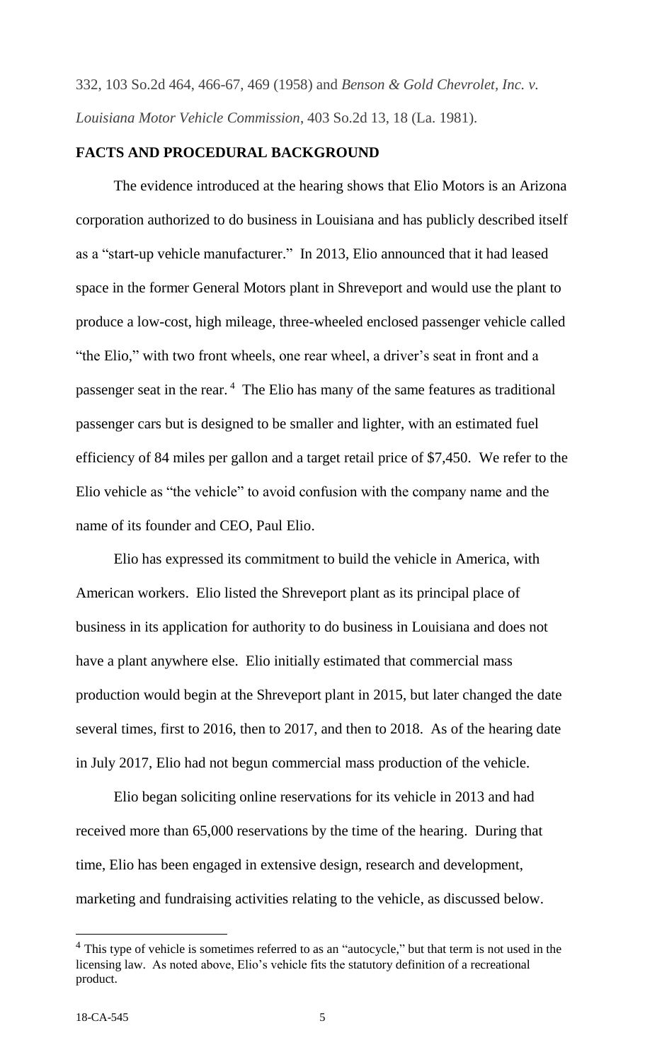332, 103 So.2d 464, 466-67, 469 (1958) and *Benson & Gold Chevrolet, Inc. v. Louisiana Motor Vehicle Commission*, 403 So.2d 13, 18 (La. 1981).

**FACTS AND PROCEDURAL BACKGROUND**

The evidence introduced at the hearing shows that Elio Motors is an Arizona corporation authorized to do business in Louisiana and has publicly described itself as a "start-up vehicle manufacturer." In 2013, Elio announced that it had leased space in the former General Motors plant in Shreveport and would use the plant to produce a low-cost, high mileage, three-wheeled enclosed passenger vehicle called "the Elio," with two front wheels, one rear wheel, a driver's seat in front and a passenger seat in the rear.[4] The Elio has many of the same features as traditional passenger cars but is designed to be smaller and lighter, with an estimated fuel efficiency of 84 miles per gallon and a target retail price of $7,450. We refer to the Elio vehicle as "the vehicle" to avoid confusion with the company name and the name of its founder and CEO, Paul Elio.

Elio has expressed its commitment to build the vehicle in America, with American workers. Elio listed the Shreveport plant as its principal place of business in its application for authority to do business in Louisiana and does not have a plant anywhere else. Elio initially estimated that commercial mass production would begin at the Shreveport plant in 2015, but later changed the date several times, first to 2016, then to 2017, and then to 2018. As of the hearing date in July 2017, Elio had not begun commercial mass production of the vehicle.

Elio began soliciting online reservations for its vehicle in 2013 and had received more than 65,000 reservations by the time of the hearing. During that time, Elio has been engaged in extensive design, research and development, marketing and fundraising activities relating to the vehicle, as discussed below.

---

[4] This type of vehicle is sometimes referred to as an "autocycle," but that term is not used in the licensing law. As noted above, Elio's vehicle fits the statutory definition of a recreational product.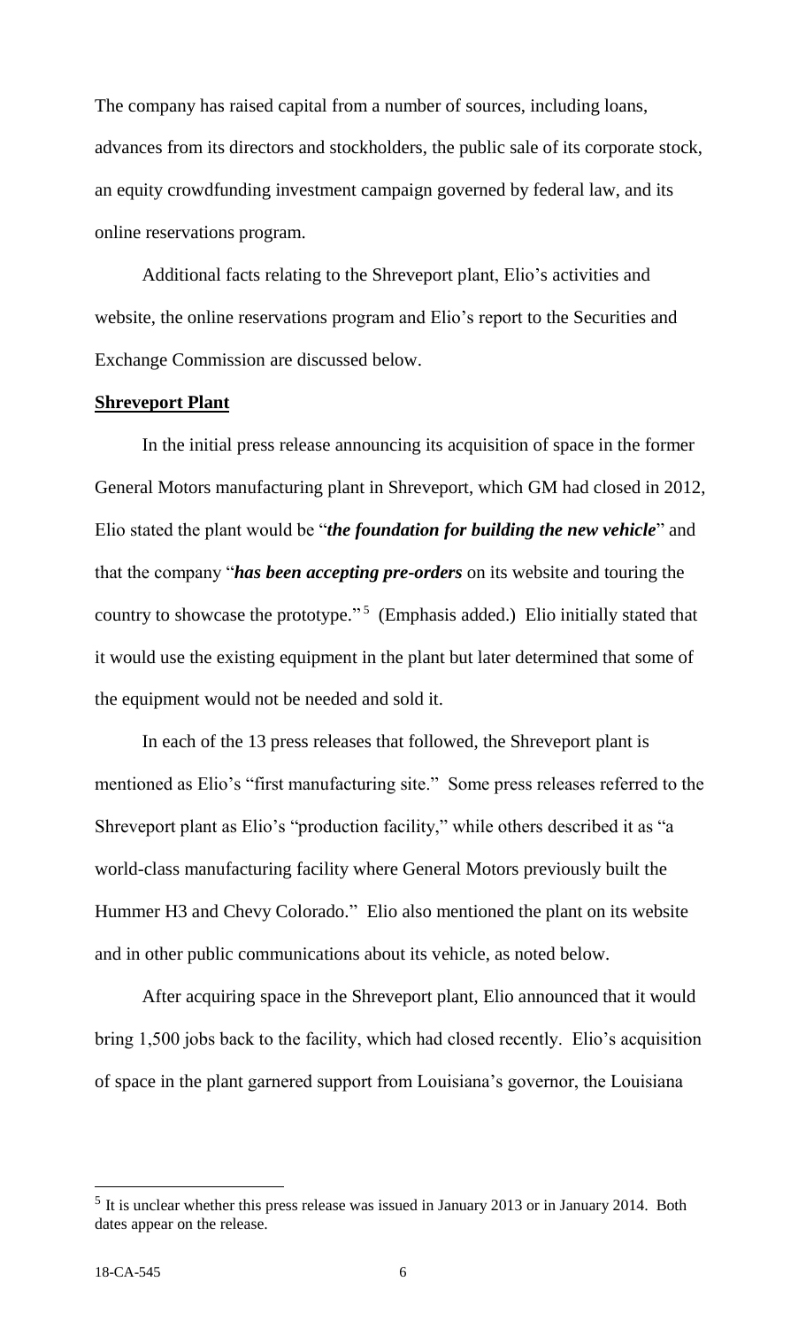The company has raised capital from a number of sources, including loans, advances from its directors and stockholders, the public sale of its corporate stock, an equity crowdfunding investment campaign governed by federal law, and its online reservations program.

Additional facts relating to the Shreveport plant, Elio's activities and website, the online reservations program and Elio's report to the Securities and Exchange Commission are discussed below.

**Shreveport Plant**

In the initial press release announcing its acquisition of space in the former General Motors manufacturing plant in Shreveport, which GM had closed in 2012, Elio stated the plant would be "***the foundation for building the new vehicle***" and that the company "***has been accepting pre-orders*** on its website and touring the country to showcase the prototype."[5] (Emphasis added.) Elio initially stated that it would use the existing equipment in the plant but later determined that some of the equipment would not be needed and sold it.

In each of the 13 press releases that followed, the Shreveport plant is mentioned as Elio's "first manufacturing site." Some press releases referred to the Shreveport plant as Elio's "production facility," while others described it as "a world-class manufacturing facility where General Motors previously built the Hummer H3 and Chevy Colorado." Elio also mentioned the plant on its website and in other public communications about its vehicle, as noted below.

After acquiring space in the Shreveport plant, Elio announced that it would bring 1,500 jobs back to the facility, which had closed recently. Elio's acquisition of space in the plant garnered support from Louisiana's governor, the Louisiana

---

[5] It is unclear whether this press release was issued in January 2013 or in January 2014. Both dates appear on the release.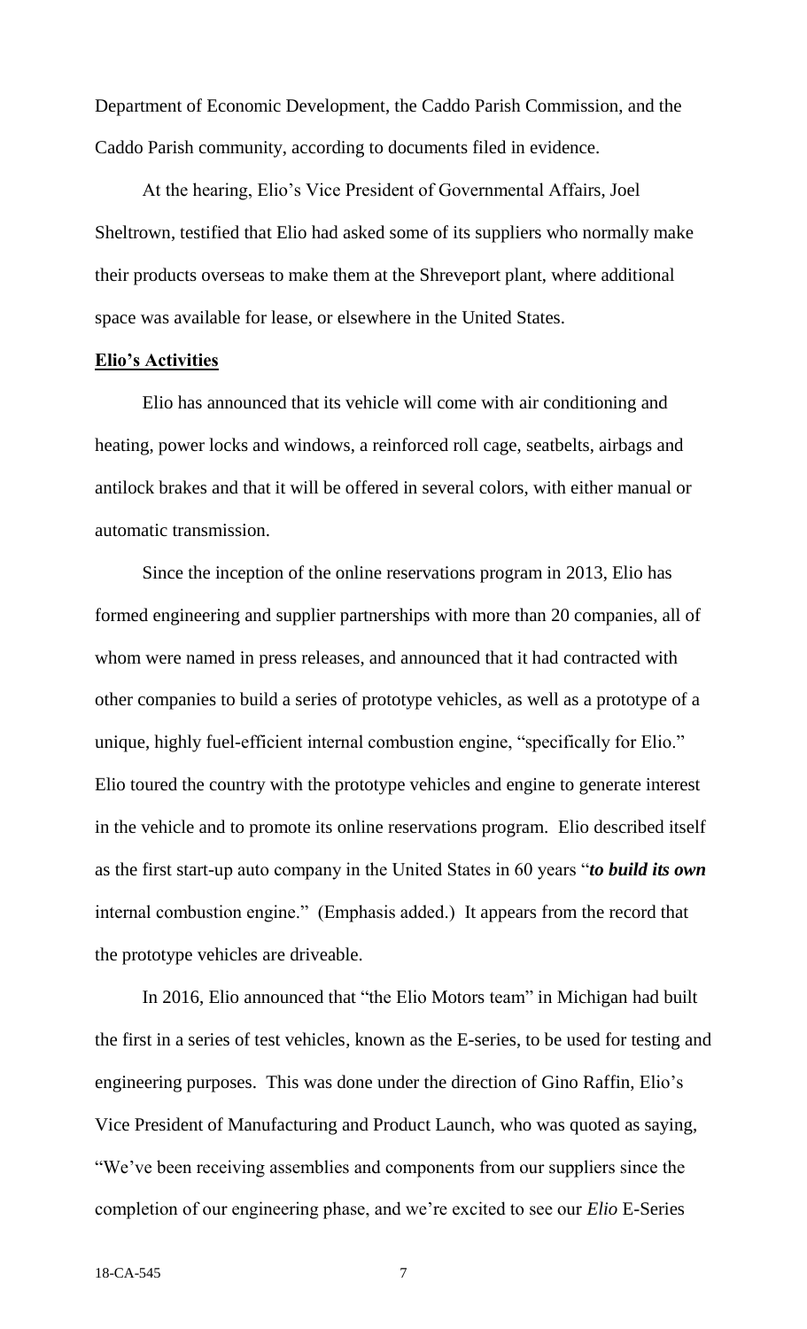Department of Economic Development, the Caddo Parish Commission, and the Caddo Parish community, according to documents filed in evidence.

At the hearing, Elio's Vice President of Governmental Affairs, Joel Sheltrown, testified that Elio had asked some of its suppliers who normally make their products overseas to make them at the Shreveport plant, where additional space was available for lease, or elsewhere in the United States.

**Elio's Activities**

Elio has announced that its vehicle will come with air conditioning and heating, power locks and windows, a reinforced roll cage, seatbelts, airbags and antilock brakes and that it will be offered in several colors, with either manual or automatic transmission.

Since the inception of the online reservations program in 2013, Elio has formed engineering and supplier partnerships with more than 20 companies, all of whom were named in press releases, and announced that it had contracted with other companies to build a series of prototype vehicles, as well as a prototype of a unique, highly fuel-efficient internal combustion engine, "specifically for Elio." Elio toured the country with the prototype vehicles and engine to generate interest in the vehicle and to promote its online reservations program. Elio described itself as the first start-up auto company in the United States in 60 years "***to build its own*** internal combustion engine." (Emphasis added.) It appears from the record that the prototype vehicles are driveable.

In 2016, Elio announced that "the Elio Motors team" in Michigan had built the first in a series of test vehicles, known as the E-series, to be used for testing and engineering purposes. This was done under the direction of Gino Raffin, Elio's Vice President of Manufacturing and Product Launch, who was quoted as saying, "We've been receiving assemblies and components from our suppliers since the completion of our engineering phase, and we're excited to see our *Elio* E-Series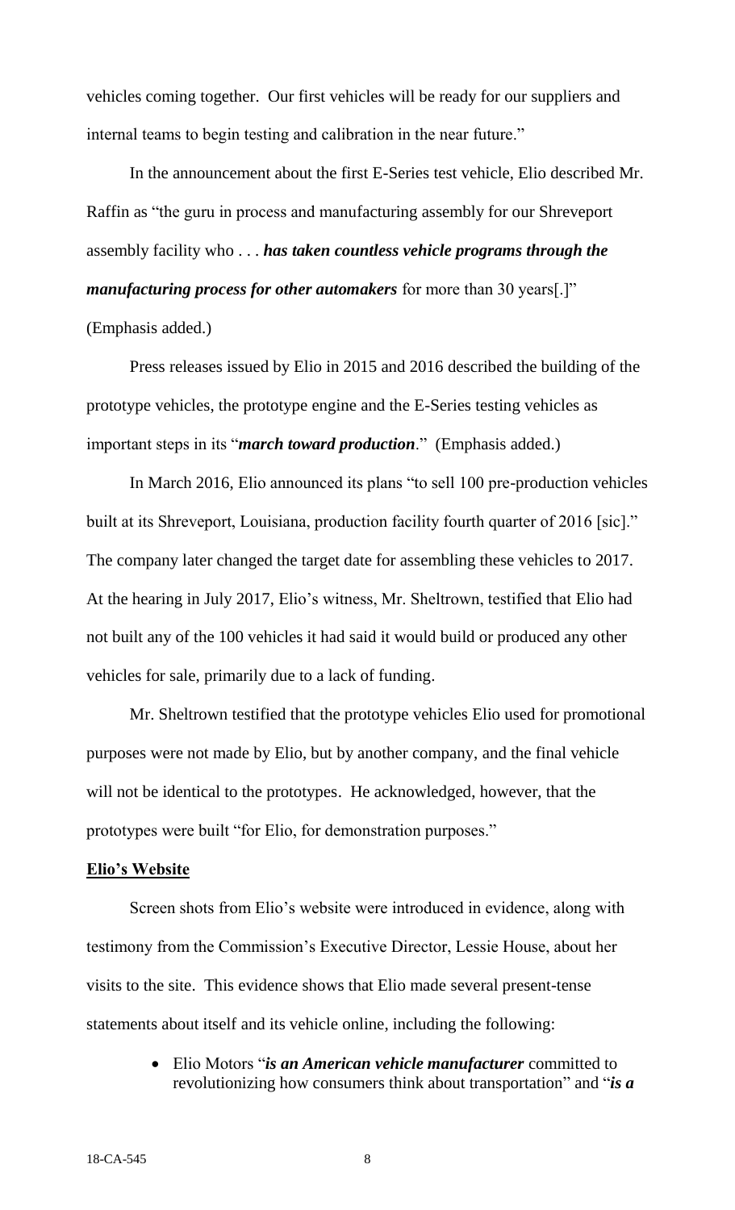vehicles coming together. Our first vehicles will be ready for our suppliers and internal teams to begin testing and calibration in the near future."

In the announcement about the first E-Series test vehicle, Elio described Mr. Raffin as "the guru in process and manufacturing assembly for our Shreveport assembly facility who . . . ***has taken countless vehicle programs through the manufacturing process for other automakers*** for more than 30 years[.]" (Emphasis added.)

Press releases issued by Elio in 2015 and 2016 described the building of the prototype vehicles, the prototype engine and the E-Series testing vehicles as important steps in its "***march toward production***." (Emphasis added.)

In March 2016, Elio announced its plans "to sell 100 pre-production vehicles built at its Shreveport, Louisiana, production facility fourth quarter of 2016 [sic]." The company later changed the target date for assembling these vehicles to 2017. At the hearing in July 2017, Elio's witness, Mr. Sheltrown, testified that Elio had not built any of the 100 vehicles it had said it would build or produced any other vehicles for sale, primarily due to a lack of funding.

Mr. Sheltrown testified that the prototype vehicles Elio used for promotional purposes were not made by Elio, but by another company, and the final vehicle will not be identical to the prototypes. He acknowledged, however, that the prototypes were built "for Elio, for demonstration purposes."

**Elio's Website**

Screen shots from Elio's website were introduced in evidence, along with testimony from the Commission's Executive Director, Lessie House, about her visits to the site. This evidence shows that Elio made several present-tense statements about itself and its vehicle online, including the following:

- Elio Motors "***is an American vehicle manufacturer*** committed to revolutionizing how consumers think about transportation" and "***is a***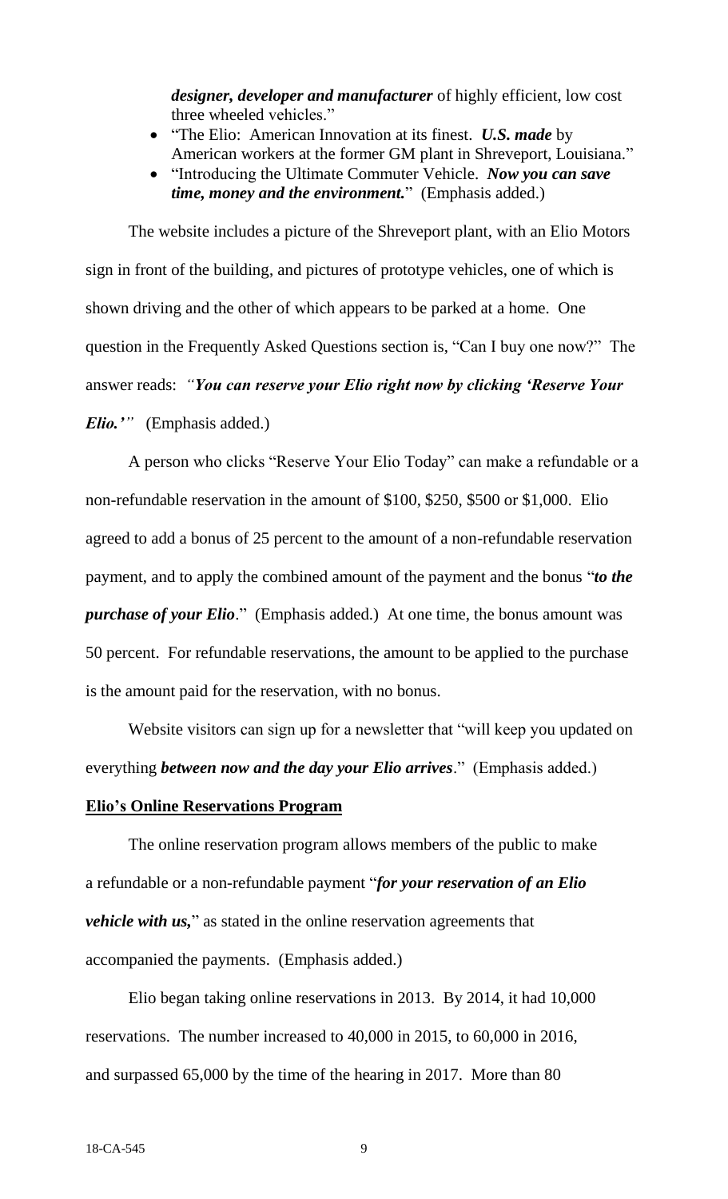*designer, developer and manufacturer* of highly efficient, low cost three wheeled vehicles."

- "The Elio: American Innovation at its finest. ***U.S. made*** by American workers at the former GM plant in Shreveport, Louisiana."
- "Introducing the Ultimate Commuter Vehicle. ***Now you can save time, money and the environment.***" (Emphasis added.)

The website includes a picture of the Shreveport plant, with an Elio Motors sign in front of the building, and pictures of prototype vehicles, one of which is shown driving and the other of which appears to be parked at a home. One question in the Frequently Asked Questions section is, "Can I buy one now?" The answer reads: *"You can reserve your Elio right now by clicking 'Reserve Your Elio.'"* (Emphasis added.)

A person who clicks "Reserve Your Elio Today" can make a refundable or a non-refundable reservation in the amount of $100, $250, $500 or $1,000. Elio agreed to add a bonus of 25 percent to the amount of a non-refundable reservation payment, and to apply the combined amount of the payment and the bonus "***to the purchase of your Elio***." (Emphasis added.) At one time, the bonus amount was 50 percent. For refundable reservations, the amount to be applied to the purchase is the amount paid for the reservation, with no bonus.

Website visitors can sign up for a newsletter that "will keep you updated on everything ***between now and the day your Elio arrives***." (Emphasis added.)

**Elio's Online Reservations Program**

The online reservation program allows members of the public to make a refundable or a non-refundable payment "***for your reservation of an Elio vehicle with us,***" as stated in the online reservation agreements that accompanied the payments. (Emphasis added.)

Elio began taking online reservations in 2013. By 2014, it had 10,000 reservations. The number increased to 40,000 in 2015, to 60,000 in 2016, and surpassed 65,000 by the time of the hearing in 2017. More than 80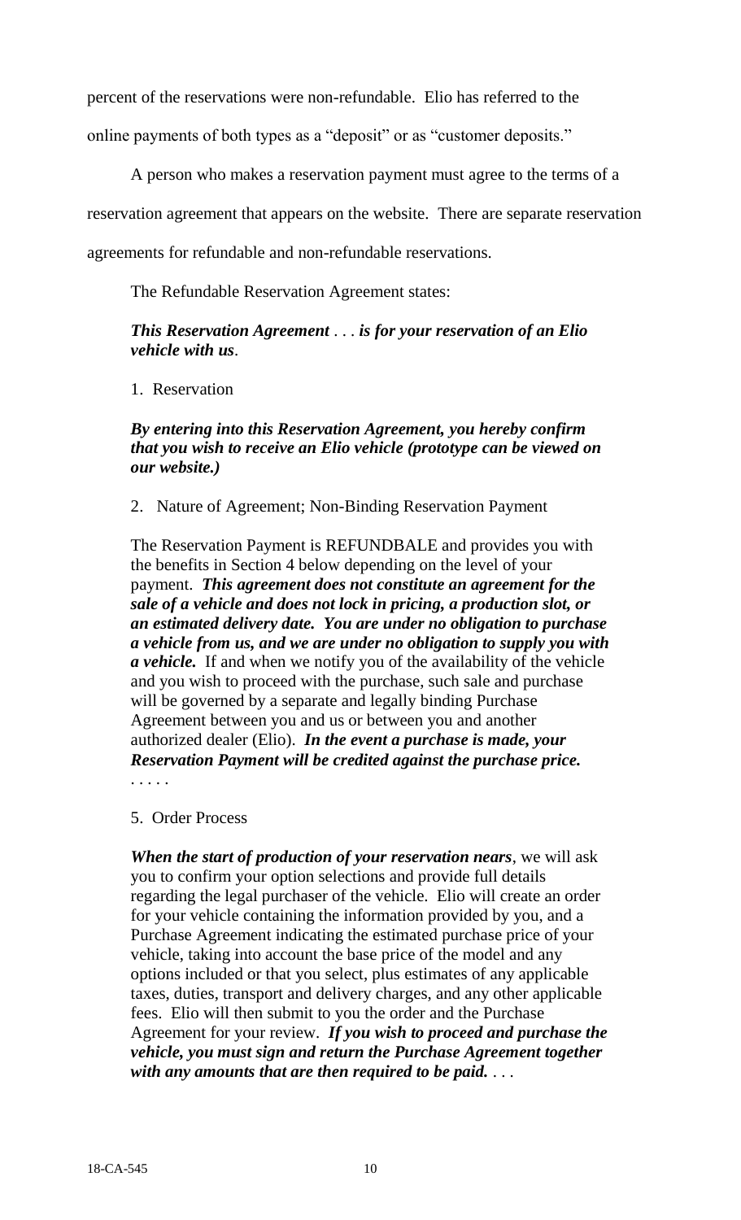percent of the reservations were non-refundable. Elio has referred to the online payments of both types as a "deposit" or as "customer deposits."

A person who makes a reservation payment must agree to the terms of a reservation agreement that appears on the website. There are separate reservation agreements for refundable and non-refundable reservations.

The Refundable Reservation Agreement states:

> ***This Reservation Agreement** . . . **is for your reservation of an Elio vehicle with us**.*
>
> 1. Reservation
>
> ***By entering into this Reservation Agreement, you hereby confirm that you wish to receive an Elio vehicle (prototype can be viewed on our website.)***
>
> 2. Nature of Agreement; Non-Binding Reservation Payment
>
> The Reservation Payment is REFUNDBALE and provides you with the benefits in Section 4 below depending on the level of your payment. ***This agreement does not constitute an agreement for the sale of a vehicle and does not lock in pricing, a production slot, or an estimated delivery date. You are under no obligation to purchase a vehicle from us, and we are under no obligation to supply you with a vehicle.*** If and when we notify you of the availability of the vehicle and you wish to proceed with the purchase, such sale and purchase will be governed by a separate and legally binding Purchase Agreement between you and us or between you and another authorized dealer (Elio). ***In the event a purchase is made, your Reservation Payment will be credited against the purchase price.***
> . . . . .
>
> 5. Order Process
>
> ***When the start of production of your reservation nears***, we will ask you to confirm your option selections and provide full details regarding the legal purchaser of the vehicle. Elio will create an order for your vehicle containing the information provided by you, and a Purchase Agreement indicating the estimated purchase price of your vehicle, taking into account the base price of the model and any options included or that you select, plus estimates of any applicable taxes, duties, transport and delivery charges, and any other applicable fees. Elio will then submit to you the order and the Purchase Agreement for your review. ***If you wish to proceed and purchase the vehicle, you must sign and return the Purchase Agreement together with any amounts that are then required to be paid.*** . . .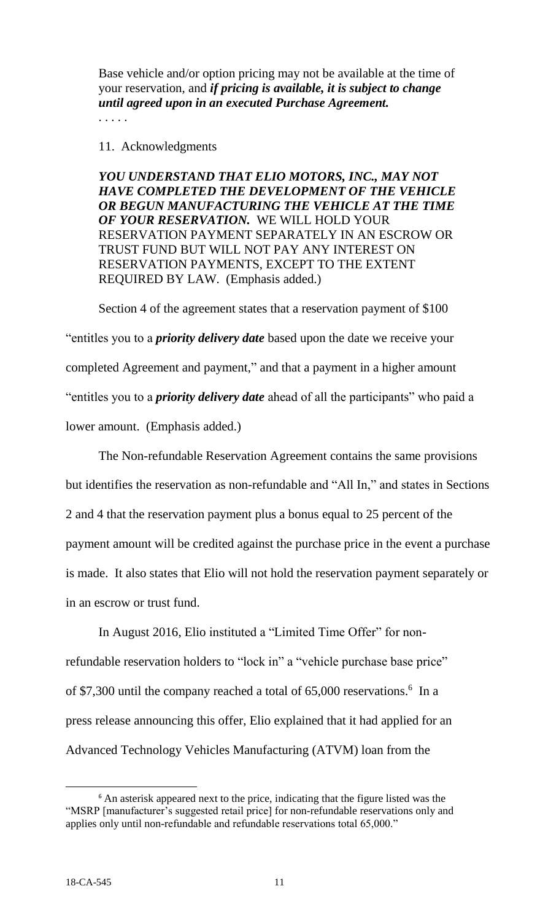> Base vehicle and/or option pricing may not be available at the time of your reservation, and ***if pricing is available, it is subject to change until agreed upon in an executed Purchase Agreement.***
>
> . . . . .
>
> 11. Acknowledgments
>
> ***YOU UNDERSTAND THAT ELIO MOTORS, INC., MAY NOT HAVE COMPLETED THE DEVELOPMENT OF THE VEHICLE OR BEGUN MANUFACTURING THE VEHICLE AT THE TIME OF YOUR RESERVATION.*** WE WILL HOLD YOUR RESERVATION PAYMENT SEPARATELY IN AN ESCROW OR TRUST FUND BUT WILL NOT PAY ANY INTEREST ON RESERVATION PAYMENTS, EXCEPT TO THE EXTENT REQUIRED BY LAW. (Emphasis added.)

Section 4 of the agreement states that a reservation payment of $100 "entitles you to a ***priority delivery date*** based upon the date we receive your completed Agreement and payment," and that a payment in a higher amount "entitles you to a ***priority delivery date*** ahead of all the participants" who paid a lower amount. (Emphasis added.)

The Non-refundable Reservation Agreement contains the same provisions but identifies the reservation as non-refundable and "All In," and states in Sections 2 and 4 that the reservation payment plus a bonus equal to 25 percent of the payment amount will be credited against the purchase price in the event a purchase is made. It also states that Elio will not hold the reservation payment separately or in an escrow or trust fund.

In August 2016, Elio instituted a "Limited Time Offer" for non-refundable reservation holders to "lock in" a "vehicle purchase base price" of $7,300 until the company reached a total of 65,000 reservations.[6] In a press release announcing this offer, Elio explained that it had applied for an Advanced Technology Vehicles Manufacturing (ATVM) loan from the

---

[6] An asterisk appeared next to the price, indicating that the figure listed was the "MSRP [manufacturer's suggested retail price] for non-refundable reservations only and applies only until non-refundable and refundable reservations total 65,000."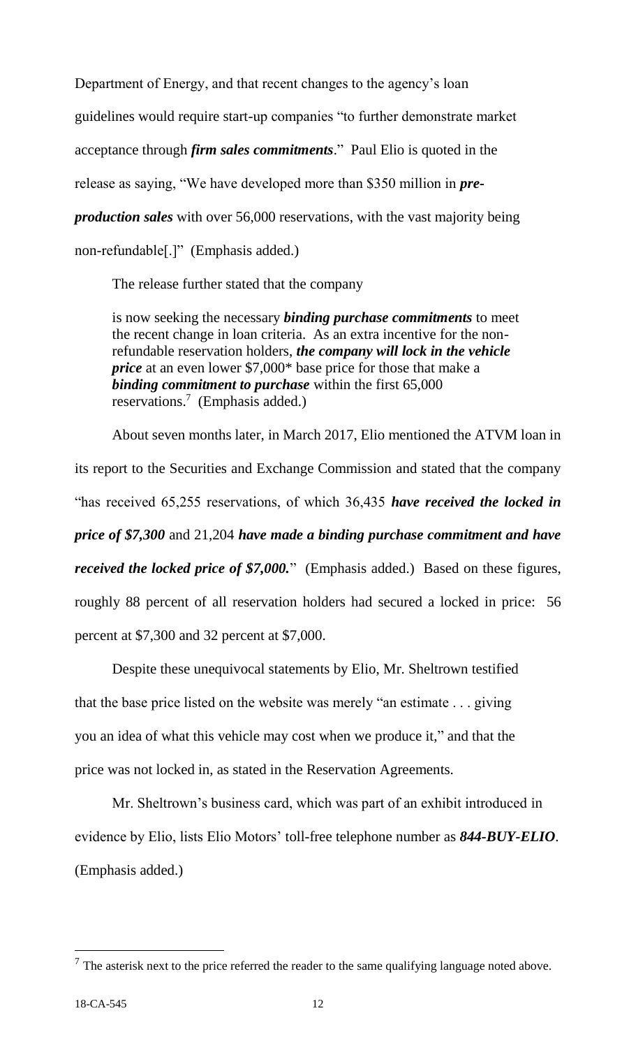Department of Energy, and that recent changes to the agency's loan guidelines would require start-up companies "to further demonstrate market acceptance through ***firm sales commitments***." Paul Elio is quoted in the release as saying, "We have developed more than $350 million in ***pre-production sales*** with over 56,000 reservations, with the vast majority being non-refundable[.]" (Emphasis added.)

The release further stated that the company

> is now seeking the necessary ***binding purchase commitments*** to meet the recent change in loan criteria. As an extra incentive for the non-refundable reservation holders, ***the company will lock in the vehicle price*** at an even lower $7,000* base price for those that make a ***binding commitment to purchase*** within the first 65,000 reservations.[7] (Emphasis added.)

About seven months later, in March 2017, Elio mentioned the ATVM loan in its report to the Securities and Exchange Commission and stated that the company "has received 65,255 reservations, of which 36,435 ***have received the locked in price of $7,300*** and 21,204 ***have made a binding purchase commitment and have received the locked price of $7,000.***" (Emphasis added.) Based on these figures, roughly 88 percent of all reservation holders had secured a locked in price: 56 percent at $7,300 and 32 percent at $7,000.

Despite these unequivocal statements by Elio, Mr. Sheltrown testified that the base price listed on the website was merely "an estimate . . . giving you an idea of what this vehicle may cost when we produce it," and that the price was not locked in, as stated in the Reservation Agreements.

Mr. Sheltrown's business card, which was part of an exhibit introduced in evidence by Elio, lists Elio Motors' toll-free telephone number as ***844-BUY-ELIO***. (Emphasis added.)

---

[7] The asterisk next to the price referred the reader to the same qualifying language noted above.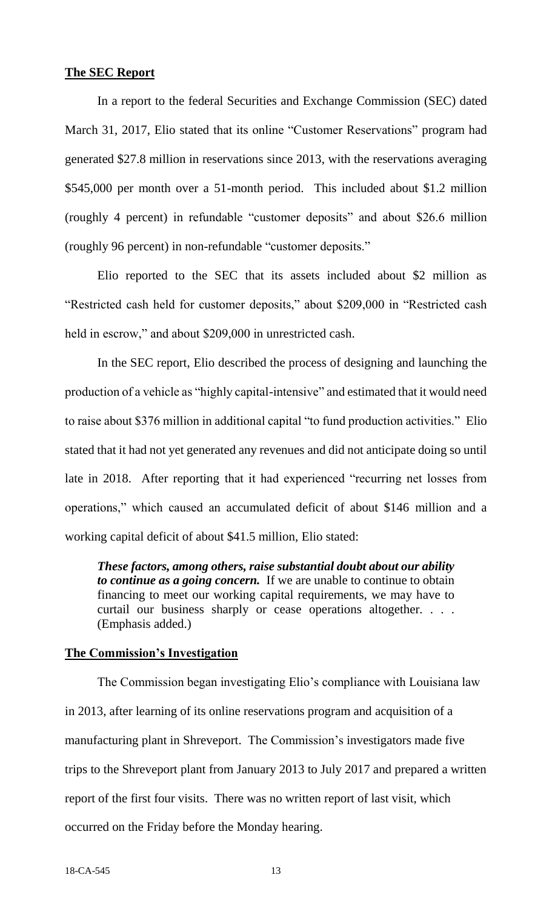**The SEC Report**

In a report to the federal Securities and Exchange Commission (SEC) dated March 31, 2017, Elio stated that its online "Customer Reservations" program had generated $27.8 million in reservations since 2013, with the reservations averaging $545,000 per month over a 51-month period. This included about $1.2 million (roughly 4 percent) in refundable "customer deposits" and about $26.6 million (roughly 96 percent) in non-refundable "customer deposits."

Elio reported to the SEC that its assets included about $2 million as "Restricted cash held for customer deposits," about $209,000 in "Restricted cash held in escrow," and about $209,000 in unrestricted cash.

In the SEC report, Elio described the process of designing and launching the production of a vehicle as "highly capital-intensive" and estimated that it would need to raise about $376 million in additional capital "to fund production activities." Elio stated that it had not yet generated any revenues and did not anticipate doing so until late in 2018. After reporting that it had experienced "recurring net losses from operations," which caused an accumulated deficit of about $146 million and a working capital deficit of about $41.5 million, Elio stated:

> ***These factors, among others, raise substantial doubt about our ability to continue as a going concern.*** If we are unable to continue to obtain financing to meet our working capital requirements, we may have to curtail our business sharply or cease operations altogether. . . . (Emphasis added.)

**The Commission's Investigation**

The Commission began investigating Elio's compliance with Louisiana law in 2013, after learning of its online reservations program and acquisition of a manufacturing plant in Shreveport. The Commission's investigators made five trips to the Shreveport plant from January 2013 to July 2017 and prepared a written report of the first four visits. There was no written report of last visit, which occurred on the Friday before the Monday hearing.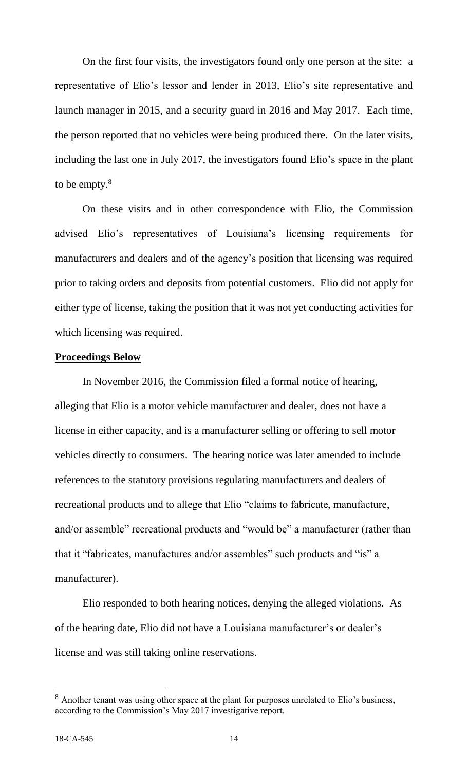On the first four visits, the investigators found only one person at the site: a representative of Elio's lessor and lender in 2013, Elio's site representative and launch manager in 2015, and a security guard in 2016 and May 2017. Each time, the person reported that no vehicles were being produced there. On the later visits, including the last one in July 2017, the investigators found Elio's space in the plant to be empty.[8]

On these visits and in other correspondence with Elio, the Commission advised Elio's representatives of Louisiana's licensing requirements for manufacturers and dealers and of the agency's position that licensing was required prior to taking orders and deposits from potential customers. Elio did not apply for either type of license, taking the position that it was not yet conducting activities for which licensing was required.

**Proceedings Below**

In November 2016, the Commission filed a formal notice of hearing, alleging that Elio is a motor vehicle manufacturer and dealer, does not have a license in either capacity, and is a manufacturer selling or offering to sell motor vehicles directly to consumers. The hearing notice was later amended to include references to the statutory provisions regulating manufacturers and dealers of recreational products and to allege that Elio "claims to fabricate, manufacture, and/or assemble" recreational products and "would be" a manufacturer (rather than that it "fabricates, manufactures and/or assembles" such products and "is" a manufacturer).

Elio responded to both hearing notices, denying the alleged violations. As of the hearing date, Elio did not have a Louisiana manufacturer's or dealer's license and was still taking online reservations.

---

[8] Another tenant was using other space at the plant for purposes unrelated to Elio's business, according to the Commission's May 2017 investigative report.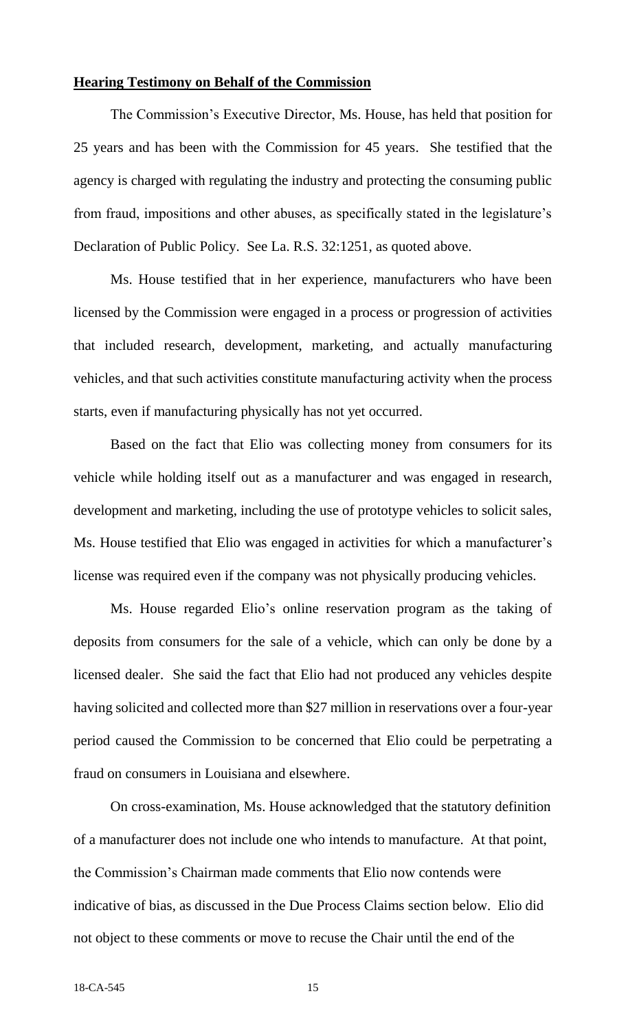**Hearing Testimony on Behalf of the Commission**

The Commission's Executive Director, Ms. House, has held that position for 25 years and has been with the Commission for 45 years. She testified that the agency is charged with regulating the industry and protecting the consuming public from fraud, impositions and other abuses, as specifically stated in the legislature's Declaration of Public Policy. See La. R.S. 32:1251, as quoted above.

Ms. House testified that in her experience, manufacturers who have been licensed by the Commission were engaged in a process or progression of activities that included research, development, marketing, and actually manufacturing vehicles, and that such activities constitute manufacturing activity when the process starts, even if manufacturing physically has not yet occurred.

Based on the fact that Elio was collecting money from consumers for its vehicle while holding itself out as a manufacturer and was engaged in research, development and marketing, including the use of prototype vehicles to solicit sales, Ms. House testified that Elio was engaged in activities for which a manufacturer's license was required even if the company was not physically producing vehicles.

Ms. House regarded Elio's online reservation program as the taking of deposits from consumers for the sale of a vehicle, which can only be done by a licensed dealer. She said the fact that Elio had not produced any vehicles despite having solicited and collected more than $27 million in reservations over a four-year period caused the Commission to be concerned that Elio could be perpetrating a fraud on consumers in Louisiana and elsewhere.

On cross-examination, Ms. House acknowledged that the statutory definition of a manufacturer does not include one who intends to manufacture. At that point, the Commission's Chairman made comments that Elio now contends were indicative of bias, as discussed in the Due Process Claims section below. Elio did not object to these comments or move to recuse the Chair until the end of the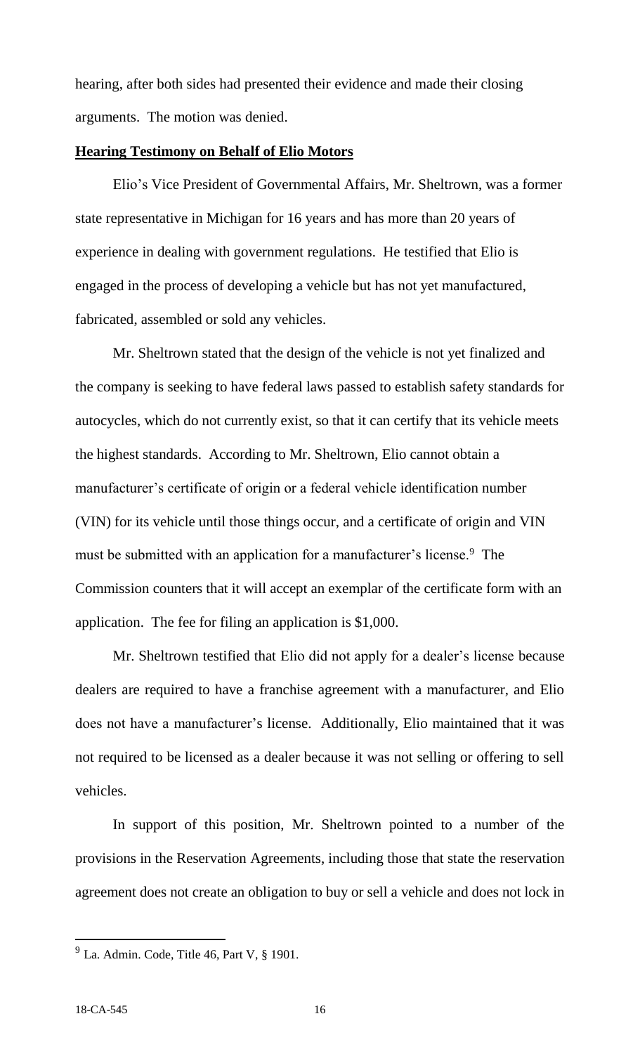hearing, after both sides had presented their evidence and made their closing arguments. The motion was denied.

**Hearing Testimony on Behalf of Elio Motors**

Elio's Vice President of Governmental Affairs, Mr. Sheltrown, was a former state representative in Michigan for 16 years and has more than 20 years of experience in dealing with government regulations. He testified that Elio is engaged in the process of developing a vehicle but has not yet manufactured, fabricated, assembled or sold any vehicles.

Mr. Sheltrown stated that the design of the vehicle is not yet finalized and the company is seeking to have federal laws passed to establish safety standards for autocycles, which do not currently exist, so that it can certify that its vehicle meets the highest standards. According to Mr. Sheltrown, Elio cannot obtain a manufacturer's certificate of origin or a federal vehicle identification number (VIN) for its vehicle until those things occur, and a certificate of origin and VIN must be submitted with an application for a manufacturer's license.[9] The Commission counters that it will accept an exemplar of the certificate form with an application. The fee for filing an application is $1,000.

Mr. Sheltrown testified that Elio did not apply for a dealer's license because dealers are required to have a franchise agreement with a manufacturer, and Elio does not have a manufacturer's license. Additionally, Elio maintained that it was not required to be licensed as a dealer because it was not selling or offering to sell vehicles.

In support of this position, Mr. Sheltrown pointed to a number of the provisions in the Reservation Agreements, including those that state the reservation agreement does not create an obligation to buy or sell a vehicle and does not lock in

[9] La. Admin. Code, Title 46, Part V, § 1901.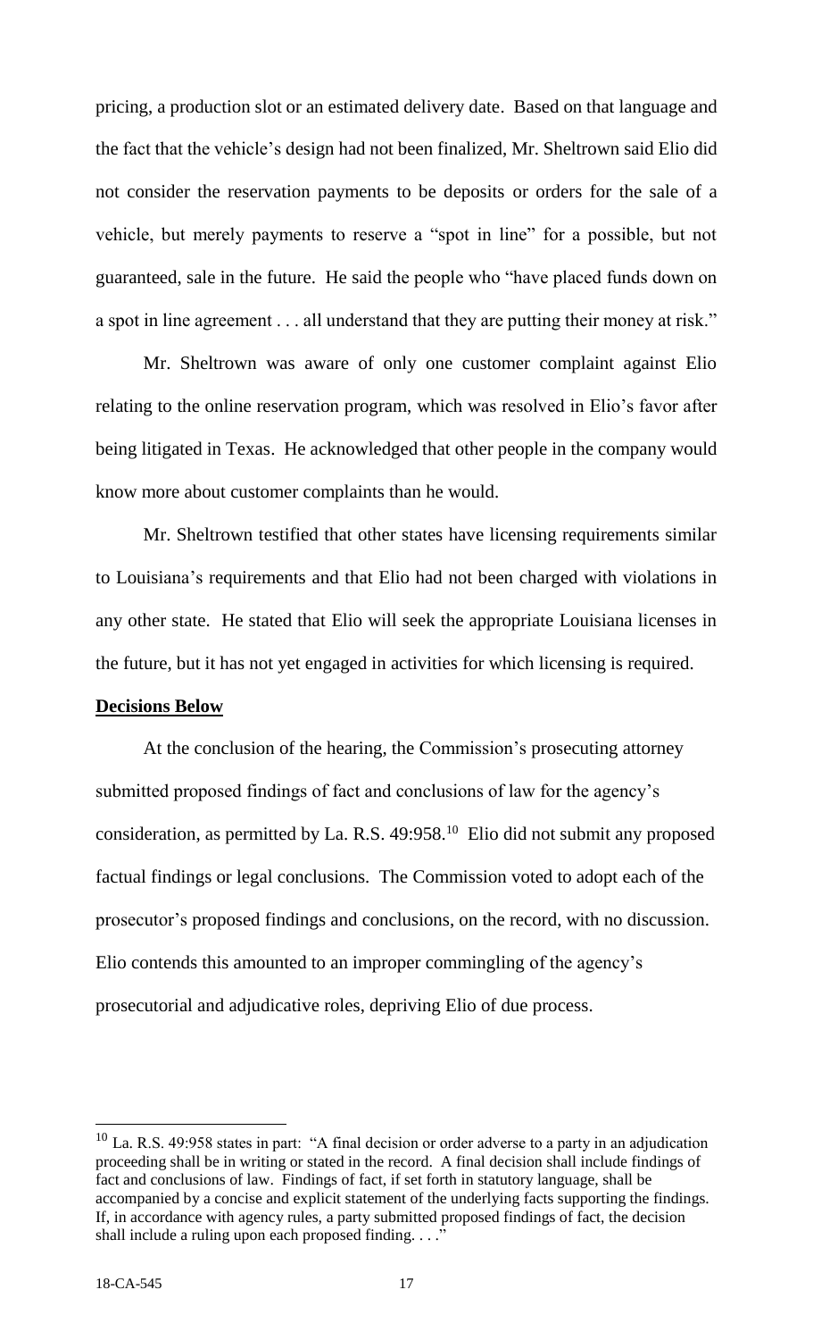pricing, a production slot or an estimated delivery date. Based on that language and the fact that the vehicle's design had not been finalized, Mr. Sheltrown said Elio did not consider the reservation payments to be deposits or orders for the sale of a vehicle, but merely payments to reserve a "spot in line" for a possible, but not guaranteed, sale in the future. He said the people who "have placed funds down on a spot in line agreement . . . all understand that they are putting their money at risk."

Mr. Sheltrown was aware of only one customer complaint against Elio relating to the online reservation program, which was resolved in Elio's favor after being litigated in Texas. He acknowledged that other people in the company would know more about customer complaints than he would.

Mr. Sheltrown testified that other states have licensing requirements similar to Louisiana's requirements and that Elio had not been charged with violations in any other state. He stated that Elio will seek the appropriate Louisiana licenses in the future, but it has not yet engaged in activities for which licensing is required.

**Decisions Below**

At the conclusion of the hearing, the Commission's prosecuting attorney submitted proposed findings of fact and conclusions of law for the agency's consideration, as permitted by La. R.S. 49:958.[10] Elio did not submit any proposed factual findings or legal conclusions. The Commission voted to adopt each of the prosecutor's proposed findings and conclusions, on the record, with no discussion. Elio contends this amounted to an improper commingling of the agency's prosecutorial and adjudicative roles, depriving Elio of due process.

---

[10] La. R.S. 49:958 states in part: "A final decision or order adverse to a party in an adjudication proceeding shall be in writing or stated in the record. A final decision shall include findings of fact and conclusions of law. Findings of fact, if set forth in statutory language, shall be accompanied by a concise and explicit statement of the underlying facts supporting the findings. If, in accordance with agency rules, a party submitted proposed findings of fact, the decision shall include a ruling upon each proposed finding. . . ."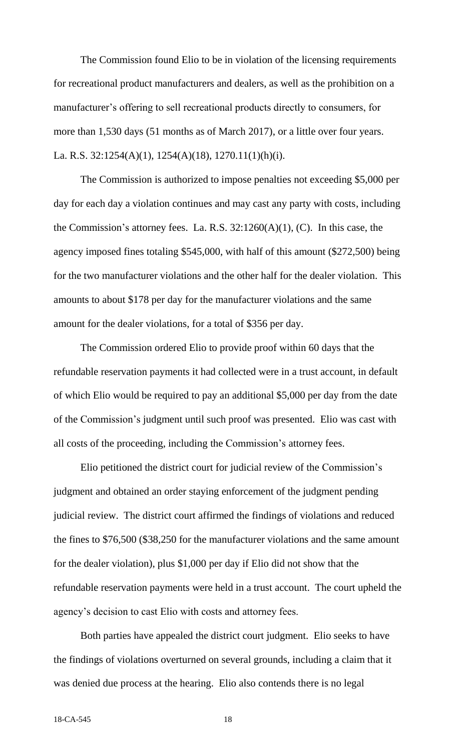The Commission found Elio to be in violation of the licensing requirements for recreational product manufacturers and dealers, as well as the prohibition on a manufacturer's offering to sell recreational products directly to consumers, for more than 1,530 days (51 months as of March 2017), or a little over four years. La. R.S. 32:1254(A)(1), 1254(A)(18), 1270.11(1)(h)(i).

The Commission is authorized to impose penalties not exceeding \$5,000 per day for each day a violation continues and may cast any party with costs, including the Commission's attorney fees. La. R.S. 32:1260(A)(1), (C). In this case, the agency imposed fines totaling \$545,000, with half of this amount (\$272,500) being for the two manufacturer violations and the other half for the dealer violation. This amounts to about \$178 per day for the manufacturer violations and the same amount for the dealer violations, for a total of \$356 per day.

The Commission ordered Elio to provide proof within 60 days that the refundable reservation payments it had collected were in a trust account, in default of which Elio would be required to pay an additional \$5,000 per day from the date of the Commission's judgment until such proof was presented. Elio was cast with all costs of the proceeding, including the Commission's attorney fees.

Elio petitioned the district court for judicial review of the Commission's judgment and obtained an order staying enforcement of the judgment pending judicial review. The district court affirmed the findings of violations and reduced the fines to \$76,500 (\$38,250 for the manufacturer violations and the same amount for the dealer violation), plus \$1,000 per day if Elio did not show that the refundable reservation payments were held in a trust account. The court upheld the agency's decision to cast Elio with costs and attorney fees.

Both parties have appealed the district court judgment. Elio seeks to have the findings of violations overturned on several grounds, including a claim that it was denied due process at the hearing. Elio also contends there is no legal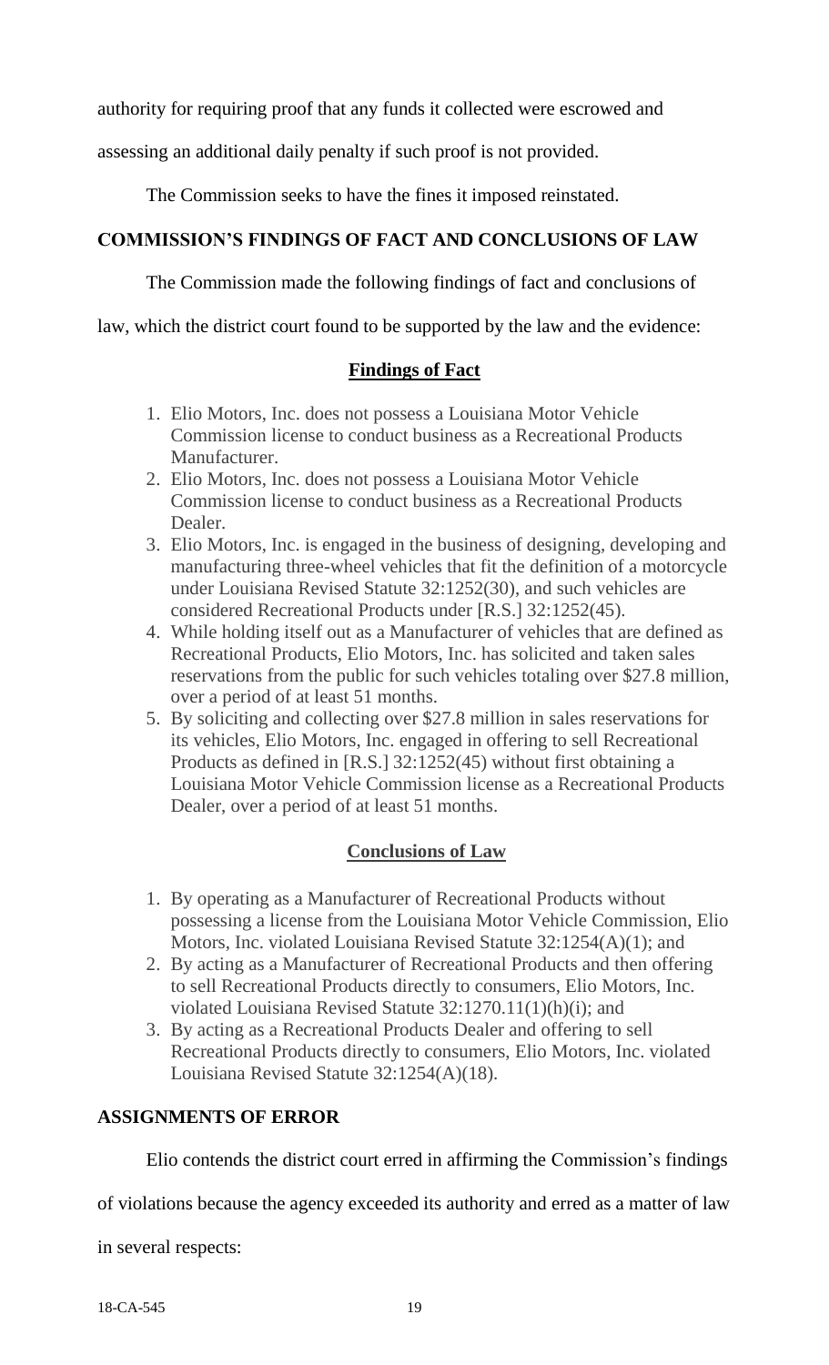authority for requiring proof that any funds it collected were escrowed and assessing an additional daily penalty if such proof is not provided.

The Commission seeks to have the fines it imposed reinstated.

## COMMISSION'S FINDINGS OF FACT AND CONCLUSIONS OF LAW

The Commission made the following findings of fact and conclusions of law, which the district court found to be supported by the law and the evidence:

### Findings of Fact

1. Elio Motors, Inc. does not possess a Louisiana Motor Vehicle Commission license to conduct business as a Recreational Products Manufacturer.
2. Elio Motors, Inc. does not possess a Louisiana Motor Vehicle Commission license to conduct business as a Recreational Products Dealer.
3. Elio Motors, Inc. is engaged in the business of designing, developing and manufacturing three-wheel vehicles that fit the definition of a motorcycle under Louisiana Revised Statute 32:1252(30), and such vehicles are considered Recreational Products under [R.S.] 32:1252(45).
4. While holding itself out as a Manufacturer of vehicles that are defined as Recreational Products, Elio Motors, Inc. has solicited and taken sales reservations from the public for such vehicles totaling over $27.8 million, over a period of at least 51 months.
5. By soliciting and collecting over $27.8 million in sales reservations for its vehicles, Elio Motors, Inc. engaged in offering to sell Recreational Products as defined in [R.S.] 32:1252(45) without first obtaining a Louisiana Motor Vehicle Commission license as a Recreational Products Dealer, over a period of at least 51 months.

### Conclusions of Law

1. By operating as a Manufacturer of Recreational Products without possessing a license from the Louisiana Motor Vehicle Commission, Elio Motors, Inc. violated Louisiana Revised Statute 32:1254(A)(1); and
2. By acting as a Manufacturer of Recreational Products and then offering to sell Recreational Products directly to consumers, Elio Motors, Inc. violated Louisiana Revised Statute 32:1270.11(1)(h)(i); and
3. By acting as a Recreational Products Dealer and offering to sell Recreational Products directly to consumers, Elio Motors, Inc. violated Louisiana Revised Statute 32:1254(A)(18).

## ASSIGNMENTS OF ERROR

Elio contends the district court erred in affirming the Commission's findings of violations because the agency exceeded its authority and erred as a matter of law in several respects: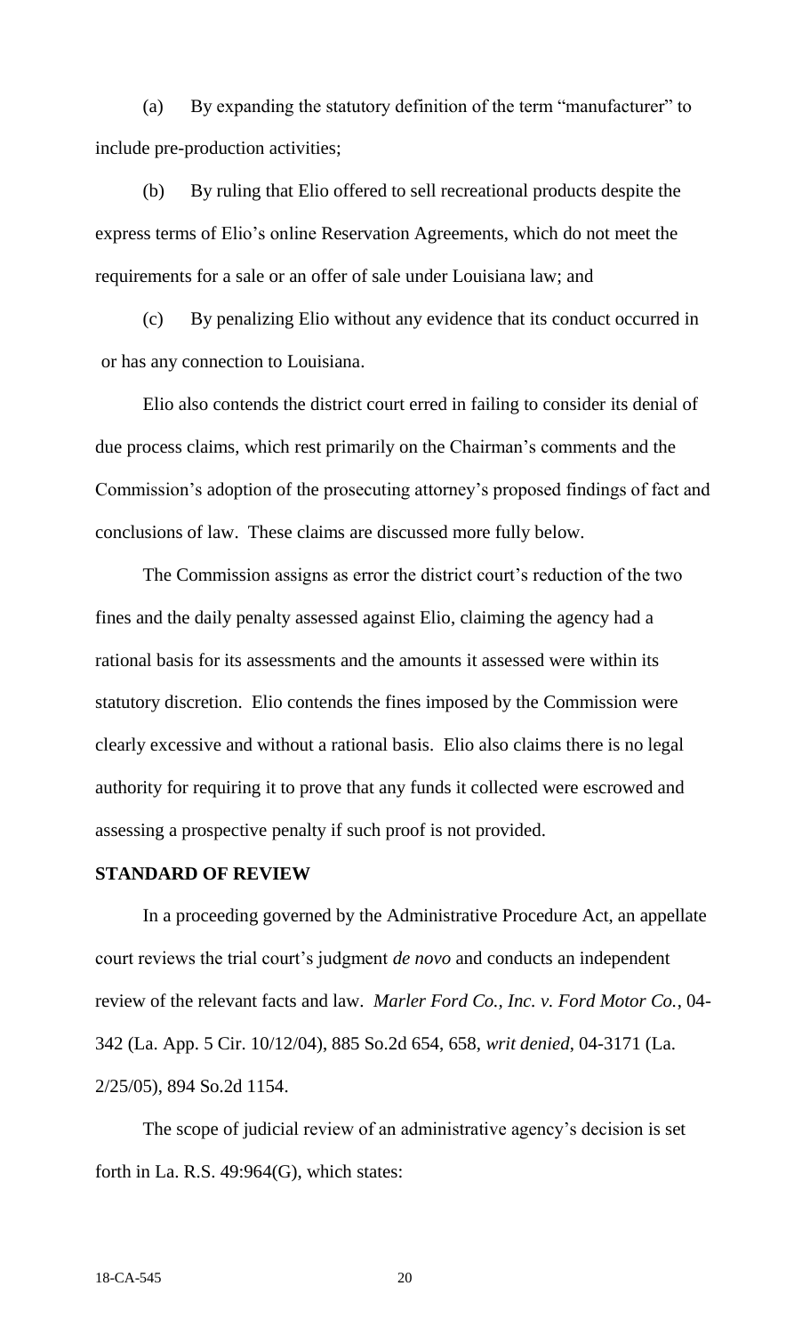(a) By expanding the statutory definition of the term "manufacturer" to include pre-production activities;

(b) By ruling that Elio offered to sell recreational products despite the express terms of Elio's online Reservation Agreements, which do not meet the requirements for a sale or an offer of sale under Louisiana law; and

(c) By penalizing Elio without any evidence that its conduct occurred in or has any connection to Louisiana.

Elio also contends the district court erred in failing to consider its denial of due process claims, which rest primarily on the Chairman's comments and the Commission's adoption of the prosecuting attorney's proposed findings of fact and conclusions of law. These claims are discussed more fully below.

The Commission assigns as error the district court's reduction of the two fines and the daily penalty assessed against Elio, claiming the agency had a rational basis for its assessments and the amounts it assessed were within its statutory discretion. Elio contends the fines imposed by the Commission were clearly excessive and without a rational basis. Elio also claims there is no legal authority for requiring it to prove that any funds it collected were escrowed and assessing a prospective penalty if such proof is not provided.

**STANDARD OF REVIEW**

In a proceeding governed by the Administrative Procedure Act, an appellate court reviews the trial court's judgment *de novo* and conducts an independent review of the relevant facts and law. *Marler Ford Co., Inc. v. Ford Motor Co.*, 04-342 (La. App. 5 Cir. 10/12/04), 885 So.2d 654, 658, *writ denied*, 04-3171 (La. 2/25/05), 894 So.2d 1154.

The scope of judicial review of an administrative agency's decision is set forth in La. R.S. 49:964(G), which states: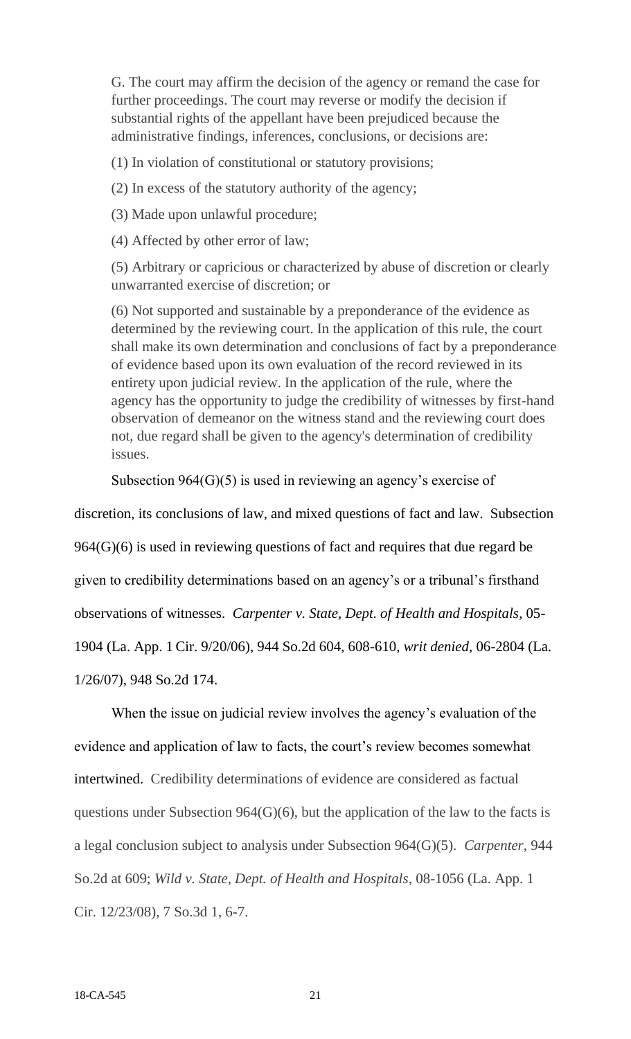G. The court may affirm the decision of the agency or remand the case for further proceedings. The court may reverse or modify the decision if substantial rights of the appellant have been prejudiced because the administrative findings, inferences, conclusions, or decisions are:

(1) In violation of constitutional or statutory provisions;

(2) In excess of the statutory authority of the agency;

(3) Made upon unlawful procedure;

(4) Affected by other error of law;

(5) Arbitrary or capricious or characterized by abuse of discretion or clearly unwarranted exercise of discretion; or

(6) Not supported and sustainable by a preponderance of the evidence as determined by the reviewing court. In the application of this rule, the court shall make its own determination and conclusions of fact by a preponderance of evidence based upon its own evaluation of the record reviewed in its entirety upon judicial review. In the application of the rule, where the agency has the opportunity to judge the credibility of witnesses by first-hand observation of demeanor on the witness stand and the reviewing court does not, due regard shall be given to the agency's determination of credibility issues.

Subsection 964(G)(5) is used in reviewing an agency's exercise of discretion, its conclusions of law, and mixed questions of fact and law. Subsection 964(G)(6) is used in reviewing questions of fact and requires that due regard be given to credibility determinations based on an agency's or a tribunal's firsthand observations of witnesses. *Carpenter v. State, Dept. of Health and Hospitals*, 05-1904 (La. App. 1 Cir. 9/20/06), 944 So.2d 604, 608-610, *writ denied*, 06-2804 (La. 1/26/07), 948 So.2d 174.

When the issue on judicial review involves the agency's evaluation of the evidence and application of law to facts, the court's review becomes somewhat intertwined. Credibility determinations of evidence are considered as factual questions under Subsection 964(G)(6), but the application of the law to the facts is a legal conclusion subject to analysis under Subsection 964(G)(5). *Carpenter*, 944 So.2d at 609; *Wild v. State, Dept. of Health and Hospitals*, 08-1056 (La. App. 1 Cir. 12/23/08), 7 So.3d 1, 6-7.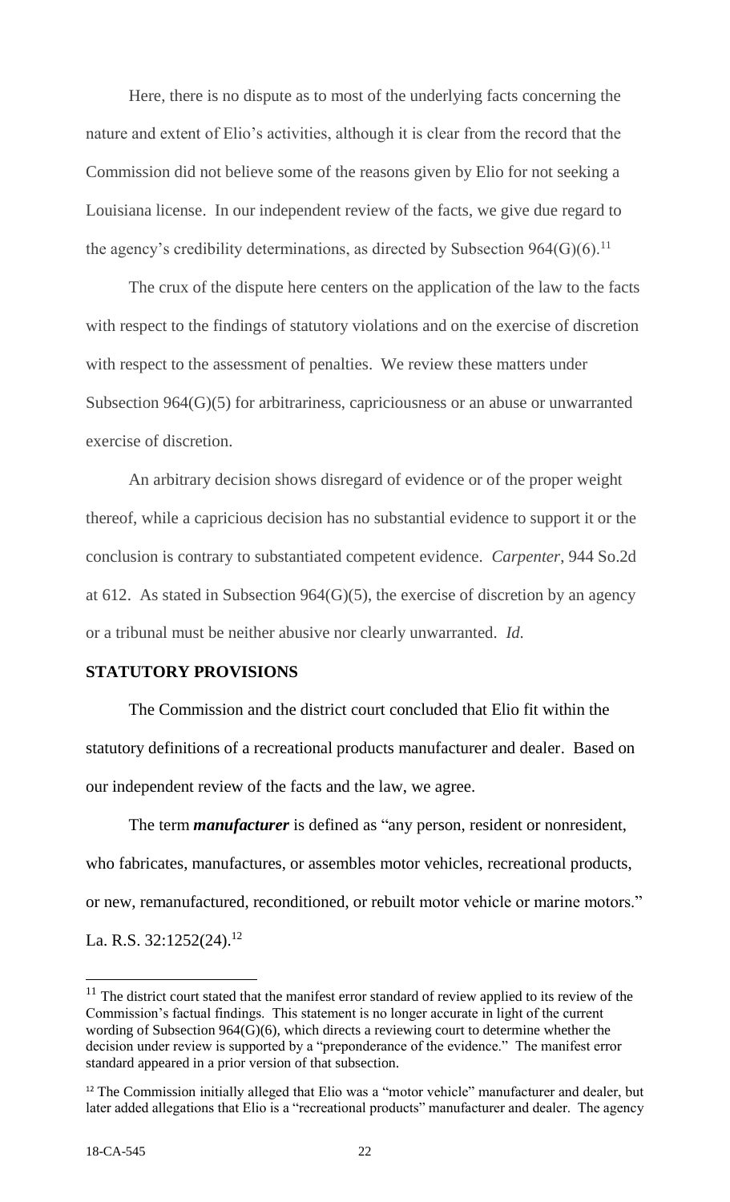Here, there is no dispute as to most of the underlying facts concerning the nature and extent of Elio's activities, although it is clear from the record that the Commission did not believe some of the reasons given by Elio for not seeking a Louisiana license. In our independent review of the facts, we give due regard to the agency's credibility determinations, as directed by Subsection 964(G)(6).[11]

The crux of the dispute here centers on the application of the law to the facts with respect to the findings of statutory violations and on the exercise of discretion with respect to the assessment of penalties. We review these matters under Subsection 964(G)(5) for arbitrariness, capriciousness or an abuse or unwarranted exercise of discretion.

An arbitrary decision shows disregard of evidence or of the proper weight thereof, while a capricious decision has no substantial evidence to support it or the conclusion is contrary to substantiated competent evidence. *Carpenter*, 944 So.2d at 612. As stated in Subsection 964(G)(5), the exercise of discretion by an agency or a tribunal must be neither abusive nor clearly unwarranted. *Id.*

**STATUTORY PROVISIONS**

The Commission and the district court concluded that Elio fit within the statutory definitions of a recreational products manufacturer and dealer. Based on our independent review of the facts and the law, we agree.

The term ***manufacturer*** is defined as "any person, resident or nonresident, who fabricates, manufactures, or assembles motor vehicles, recreational products, or new, remanufactured, reconditioned, or rebuilt motor vehicle or marine motors." La. R.S. 32:1252(24).[12]

---

[11] The district court stated that the manifest error standard of review applied to its review of the Commission's factual findings. This statement is no longer accurate in light of the current wording of Subsection 964(G)(6), which directs a reviewing court to determine whether the decision under review is supported by a "preponderance of the evidence." The manifest error standard appeared in a prior version of that subsection.

[12] The Commission initially alleged that Elio was a "motor vehicle" manufacturer and dealer, but later added allegations that Elio is a "recreational products" manufacturer and dealer. The agency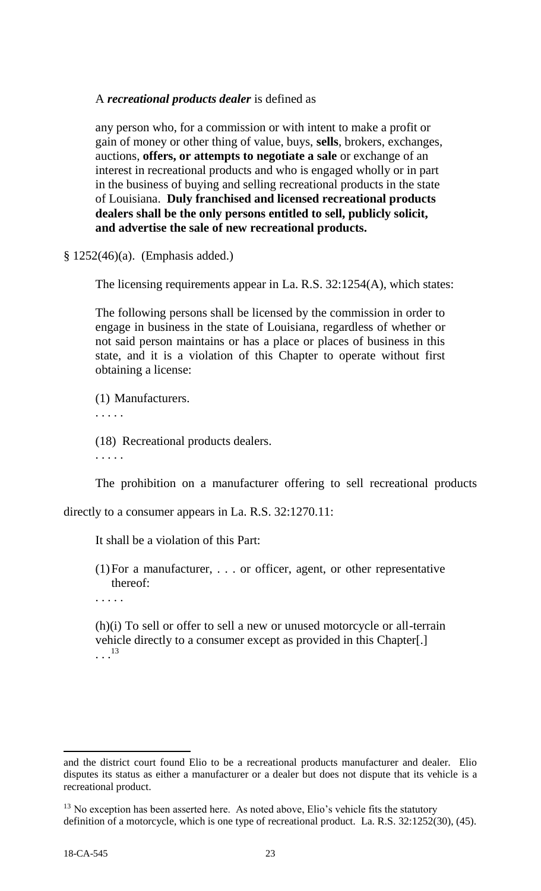A ***recreational products dealer*** is defined as

> any person who, for a commission or with intent to make a profit or gain of money or other thing of value, buys, **sells**, brokers, exchanges, auctions, **offers, or attempts to negotiate a sale** or exchange of an interest in recreational products and who is engaged wholly or in part in the business of buying and selling recreational products in the state of Louisiana. **Duly franchised and licensed recreational products dealers shall be the only persons entitled to sell, publicly solicit, and advertise the sale of new recreational products.**

§ 1252(46)(a). (Emphasis added.)

The licensing requirements appear in La. R.S. 32:1254(A), which states:

> The following persons shall be licensed by the commission in order to engage in business in the state of Louisiana, regardless of whether or not said person maintains or has a place or places of business in this state, and it is a violation of this Chapter to operate without first obtaining a license:
>
> (1) Manufacturers.
>
> . . . . .
>
> (18) Recreational products dealers.
>
> . . . . .

The prohibition on a manufacturer offering to sell recreational products directly to a consumer appears in La. R.S. 32:1270.11:

> It shall be a violation of this Part:
>
> (1) For a manufacturer, . . . or officer, agent, or other representative thereof:
>
> . . . . .
>
> (h)(i) To sell or offer to sell a new or unused motorcycle or all-terrain vehicle directly to a consumer except as provided in this Chapter[.]
> . . .[13]

---

and the district court found Elio to be a recreational products manufacturer and dealer. Elio disputes its status as either a manufacturer or a dealer but does not dispute that its vehicle is a recreational product.

[13] No exception has been asserted here. As noted above, Elio's vehicle fits the statutory definition of a motorcycle, which is one type of recreational product. La. R.S. 32:1252(30), (45).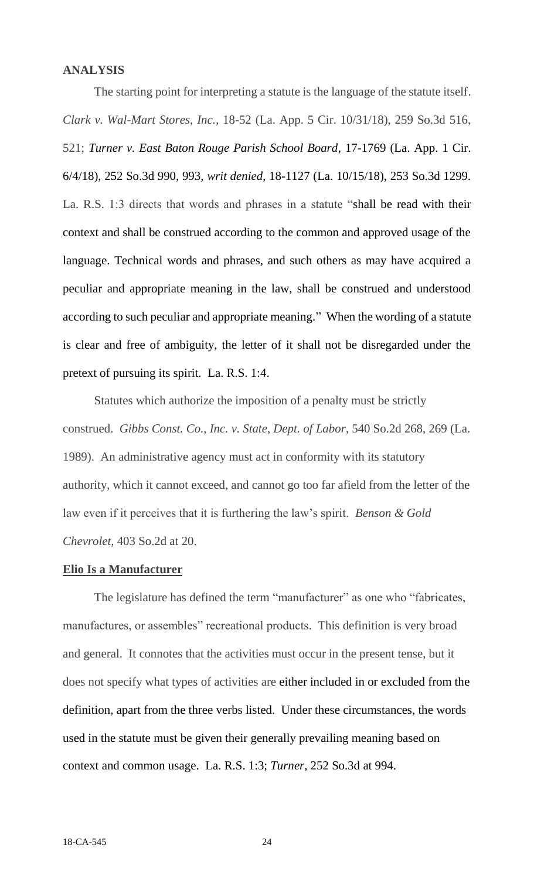**ANALYSIS**

The starting point for interpreting a statute is the language of the statute itself. *Clark v. Wal-Mart Stores, Inc.*, 18-52 (La. App. 5 Cir. 10/31/18), 259 So.3d 516, 521; *Turner v. East Baton Rouge Parish School Board*, 17-1769 (La. App. 1 Cir. 6/4/18), 252 So.3d 990, 993, *writ denied*, 18-1127 (La. 10/15/18), 253 So.3d 1299. La. R.S. 1:3 directs that words and phrases in a statute "shall be read with their context and shall be construed according to the common and approved usage of the language. Technical words and phrases, and such others as may have acquired a peculiar and appropriate meaning in the law, shall be construed and understood according to such peculiar and appropriate meaning." When the wording of a statute is clear and free of ambiguity, the letter of it shall not be disregarded under the pretext of pursuing its spirit. La. R.S. 1:4.

Statutes which authorize the imposition of a penalty must be strictly construed. *Gibbs Const. Co., Inc. v. State, Dept. of Labor*, 540 So.2d 268, 269 (La. 1989). An administrative agency must act in conformity with its statutory authority, which it cannot exceed, and cannot go too far afield from the letter of the law even if it perceives that it is furthering the law's spirit. *Benson & Gold Chevrolet,* 403 So.2d at 20.

**Elio Is a Manufacturer**

The legislature has defined the term "manufacturer" as one who "fabricates, manufactures, or assembles" recreational products. This definition is very broad and general. It connotes that the activities must occur in the present tense, but it does not specify what types of activities are either included in or excluded from the definition, apart from the three verbs listed. Under these circumstances, the words used in the statute must be given their generally prevailing meaning based on context and common usage. La. R.S. 1:3; *Turner*, 252 So.3d at 994.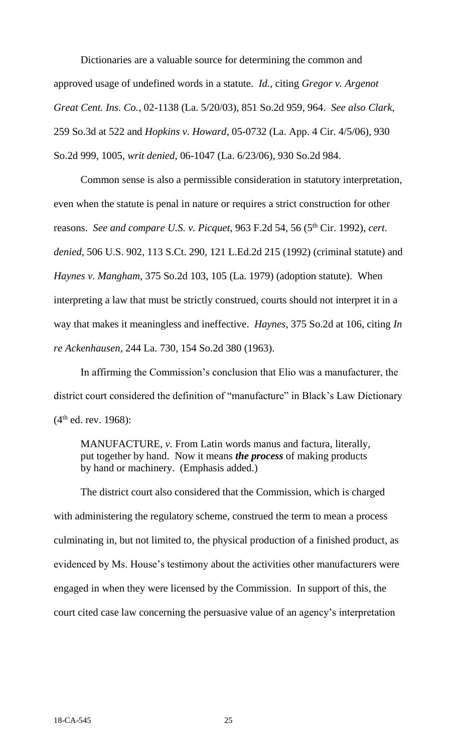Dictionaries are a valuable source for determining the common and approved usage of undefined words in a statute. *Id.*, citing *Gregor v. Argenot Great Cent. Ins. Co.*, 02-1138 (La. 5/20/03), 851 So.2d 959, 964. *See also Clark*, 259 So.3d at 522 and *Hopkins v. Howard*, 05-0732 (La. App. 4 Cir. 4/5/06), 930 So.2d 999, 1005, *writ denied*, 06-1047 (La. 6/23/06), 930 So.2d 984.

Common sense is also a permissible consideration in statutory interpretation, even when the statute is penal in nature or requires a strict construction for other reasons. *See and compare U.S. v. Picquet*, 963 F.2d 54, 56 (5th Cir. 1992), *cert. denied*, 506 U.S. 902, 113 S.Ct. 290, 121 L.Ed.2d 215 (1992) (criminal statute) and *Haynes v. Mangham*, 375 So.2d 103, 105 (La. 1979) (adoption statute). When interpreting a law that must be strictly construed, courts should not interpret it in a way that makes it meaningless and ineffective. *Haynes*, 375 So.2d at 106, citing *In re Ackenhausen*, 244 La. 730, 154 So.2d 380 (1963).

In affirming the Commission's conclusion that Elio was a manufacturer, the district court considered the definition of "manufacture" in Black's Law Dictionary (4th ed. rev. 1968):

> MANUFACTURE, *v.* From Latin words manus and factura, literally, put together by hand. Now it means ***the process*** of making products by hand or machinery. (Emphasis added.)

The district court also considered that the Commission, which is charged with administering the regulatory scheme, construed the term to mean a process culminating in, but not limited to, the physical production of a finished product, as evidenced by Ms. House's testimony about the activities other manufacturers were engaged in when they were licensed by the Commission. In support of this, the court cited case law concerning the persuasive value of an agency's interpretation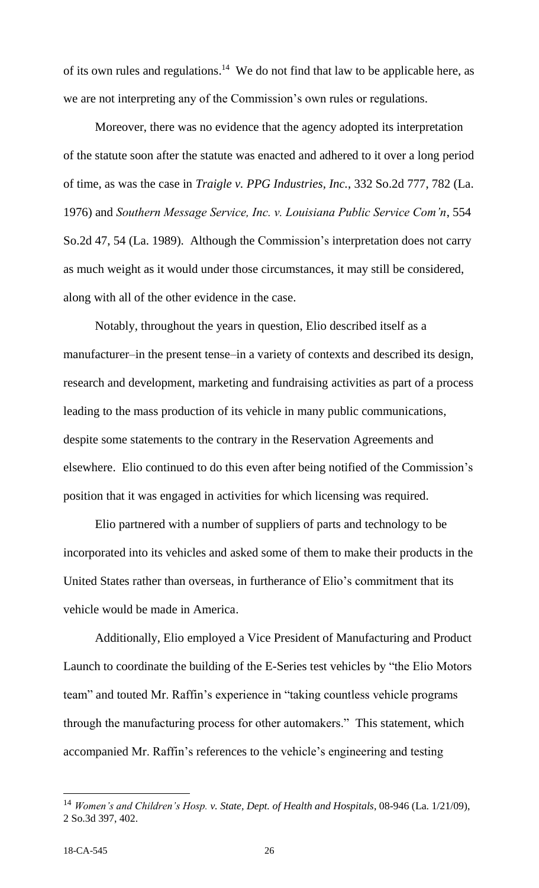of its own rules and regulations.[14] We do not find that law to be applicable here, as we are not interpreting any of the Commission's own rules or regulations.

Moreover, there was no evidence that the agency adopted its interpretation of the statute soon after the statute was enacted and adhered to it over a long period of time, as was the case in *Traigle v. PPG Industries, Inc.*, 332 So.2d 777, 782 (La. 1976) and *Southern Message Service, Inc. v. Louisiana Public Service Com'n*, 554 So.2d 47, 54 (La. 1989). Although the Commission's interpretation does not carry as much weight as it would under those circumstances, it may still be considered, along with all of the other evidence in the case.

Notably, throughout the years in question, Elio described itself as a manufacturer–in the present tense–in a variety of contexts and described its design, research and development, marketing and fundraising activities as part of a process leading to the mass production of its vehicle in many public communications, despite some statements to the contrary in the Reservation Agreements and elsewhere. Elio continued to do this even after being notified of the Commission's position that it was engaged in activities for which licensing was required.

Elio partnered with a number of suppliers of parts and technology to be incorporated into its vehicles and asked some of them to make their products in the United States rather than overseas, in furtherance of Elio's commitment that its vehicle would be made in America.

Additionally, Elio employed a Vice President of Manufacturing and Product Launch to coordinate the building of the E-Series test vehicles by "the Elio Motors team" and touted Mr. Raffin's experience in "taking countless vehicle programs through the manufacturing process for other automakers." This statement, which accompanied Mr. Raffin's references to the vehicle's engineering and testing

---

[14] *Women's and Children's Hosp. v. State, Dept. of Health and Hospitals*, 08-946 (La. 1/21/09), 2 So.3d 397, 402.

18-CA-545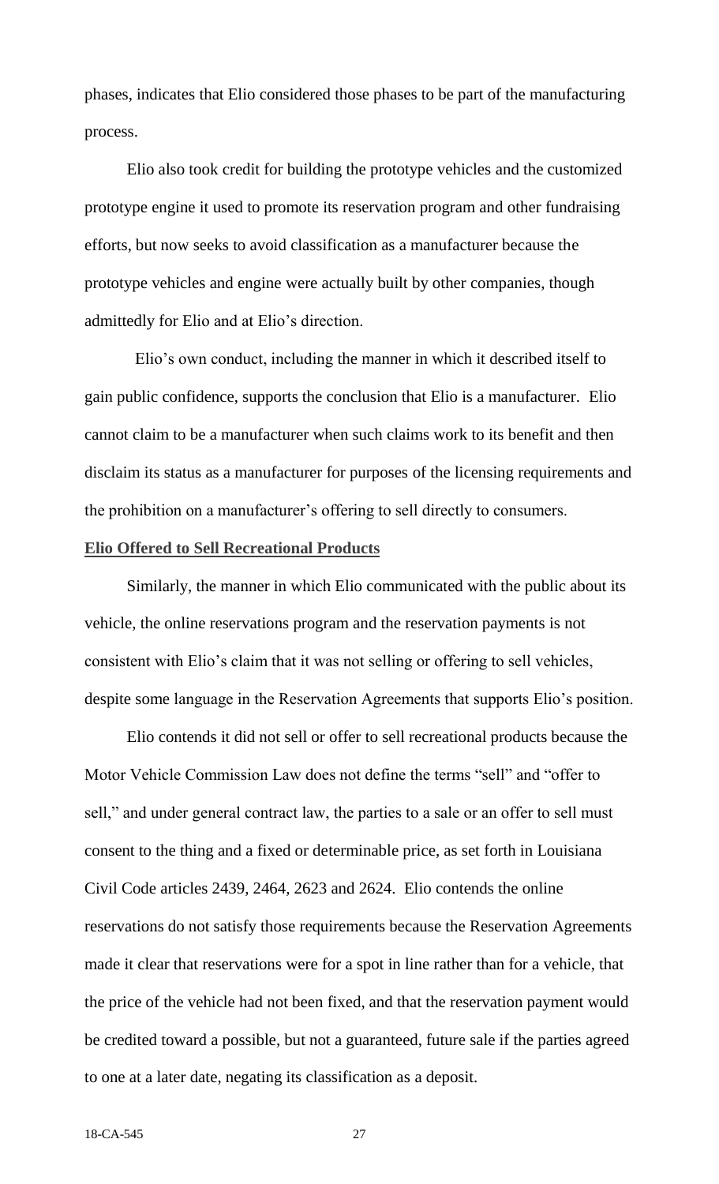phases, indicates that Elio considered those phases to be part of the manufacturing process.

Elio also took credit for building the prototype vehicles and the customized prototype engine it used to promote its reservation program and other fundraising efforts, but now seeks to avoid classification as a manufacturer because the prototype vehicles and engine were actually built by other companies, though admittedly for Elio and at Elio's direction.

Elio's own conduct, including the manner in which it described itself to gain public confidence, supports the conclusion that Elio is a manufacturer. Elio cannot claim to be a manufacturer when such claims work to its benefit and then disclaim its status as a manufacturer for purposes of the licensing requirements and the prohibition on a manufacturer's offering to sell directly to consumers.

**Elio Offered to Sell Recreational Products**

Similarly, the manner in which Elio communicated with the public about its vehicle, the online reservations program and the reservation payments is not consistent with Elio's claim that it was not selling or offering to sell vehicles, despite some language in the Reservation Agreements that supports Elio's position.

Elio contends it did not sell or offer to sell recreational products because the Motor Vehicle Commission Law does not define the terms "sell" and "offer to sell," and under general contract law, the parties to a sale or an offer to sell must consent to the thing and a fixed or determinable price, as set forth in Louisiana Civil Code articles 2439, 2464, 2623 and 2624. Elio contends the online reservations do not satisfy those requirements because the Reservation Agreements made it clear that reservations were for a spot in line rather than for a vehicle, that the price of the vehicle had not been fixed, and that the reservation payment would be credited toward a possible, but not a guaranteed, future sale if the parties agreed to one at a later date, negating its classification as a deposit.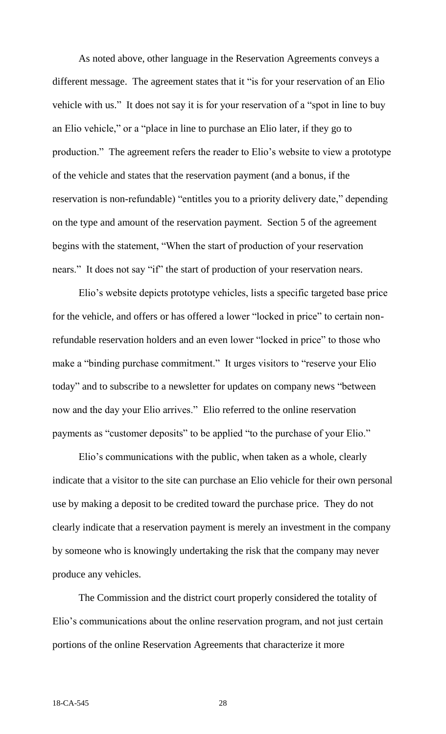As noted above, other language in the Reservation Agreements conveys a different message. The agreement states that it "is for your reservation of an Elio vehicle with us." It does not say it is for your reservation of a "spot in line to buy an Elio vehicle," or a "place in line to purchase an Elio later, if they go to production." The agreement refers the reader to Elio's website to view a prototype of the vehicle and states that the reservation payment (and a bonus, if the reservation is non-refundable) "entitles you to a priority delivery date," depending on the type and amount of the reservation payment. Section 5 of the agreement begins with the statement, "When the start of production of your reservation nears." It does not say "if" the start of production of your reservation nears.

Elio's website depicts prototype vehicles, lists a specific targeted base price for the vehicle, and offers or has offered a lower "locked in price" to certain non-refundable reservation holders and an even lower "locked in price" to those who make a "binding purchase commitment." It urges visitors to "reserve your Elio today" and to subscribe to a newsletter for updates on company news "between now and the day your Elio arrives." Elio referred to the online reservation payments as "customer deposits" to be applied "to the purchase of your Elio."

Elio's communications with the public, when taken as a whole, clearly indicate that a visitor to the site can purchase an Elio vehicle for their own personal use by making a deposit to be credited toward the purchase price. They do not clearly indicate that a reservation payment is merely an investment in the company by someone who is knowingly undertaking the risk that the company may never produce any vehicles.

The Commission and the district court properly considered the totality of Elio's communications about the online reservation program, and not just certain portions of the online Reservation Agreements that characterize it more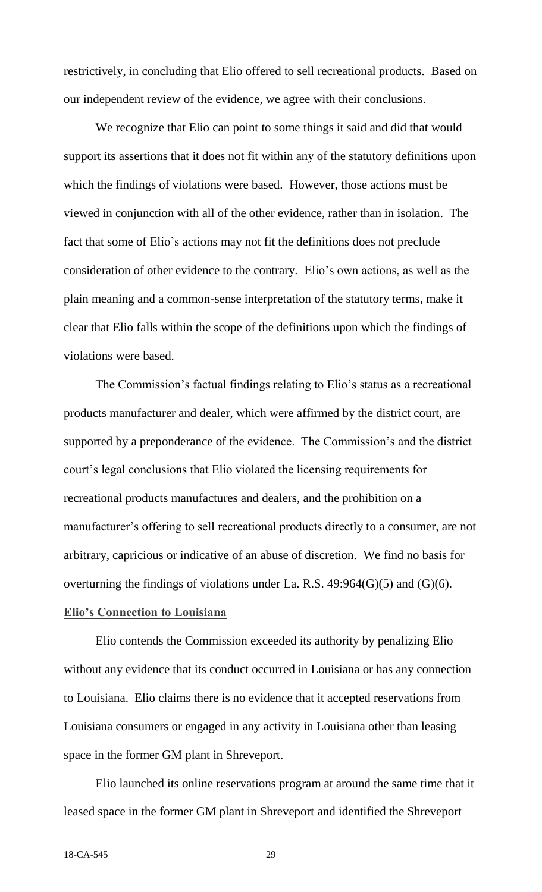restrictively, in concluding that Elio offered to sell recreational products. Based on our independent review of the evidence, we agree with their conclusions.

We recognize that Elio can point to some things it said and did that would support its assertions that it does not fit within any of the statutory definitions upon which the findings of violations were based. However, those actions must be viewed in conjunction with all of the other evidence, rather than in isolation. The fact that some of Elio's actions may not fit the definitions does not preclude consideration of other evidence to the contrary. Elio's own actions, as well as the plain meaning and a common-sense interpretation of the statutory terms, make it clear that Elio falls within the scope of the definitions upon which the findings of violations were based.

The Commission's factual findings relating to Elio's status as a recreational products manufacturer and dealer, which were affirmed by the district court, are supported by a preponderance of the evidence. The Commission's and the district court's legal conclusions that Elio violated the licensing requirements for recreational products manufactures and dealers, and the prohibition on a manufacturer's offering to sell recreational products directly to a consumer, are not arbitrary, capricious or indicative of an abuse of discretion. We find no basis for overturning the findings of violations under La. R.S. 49:964(G)(5) and (G)(6).

**Elio's Connection to Louisiana**

Elio contends the Commission exceeded its authority by penalizing Elio without any evidence that its conduct occurred in Louisiana or has any connection to Louisiana. Elio claims there is no evidence that it accepted reservations from Louisiana consumers or engaged in any activity in Louisiana other than leasing space in the former GM plant in Shreveport.

Elio launched its online reservations program at around the same time that it leased space in the former GM plant in Shreveport and identified the Shreveport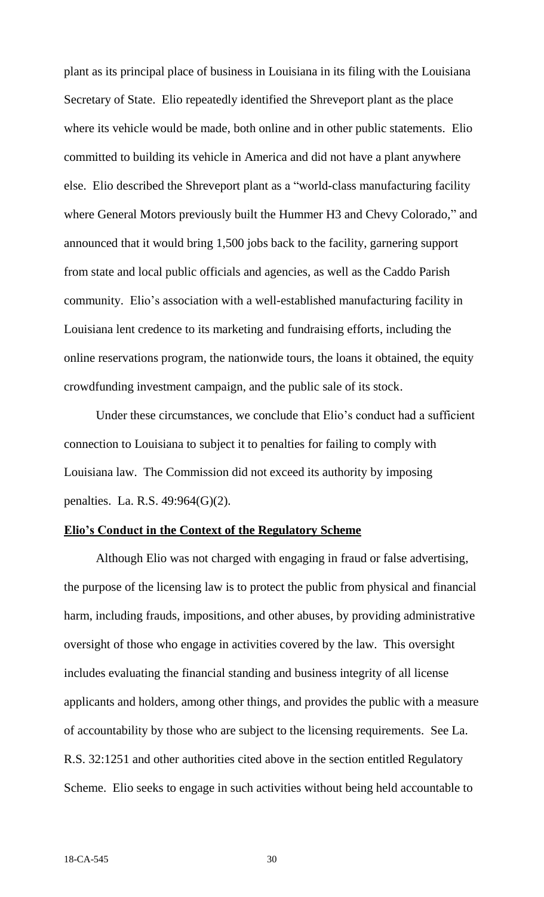plant as its principal place of business in Louisiana in its filing with the Louisiana Secretary of State. Elio repeatedly identified the Shreveport plant as the place where its vehicle would be made, both online and in other public statements. Elio committed to building its vehicle in America and did not have a plant anywhere else. Elio described the Shreveport plant as a "world-class manufacturing facility where General Motors previously built the Hummer H3 and Chevy Colorado," and announced that it would bring 1,500 jobs back to the facility, garnering support from state and local public officials and agencies, as well as the Caddo Parish community. Elio's association with a well-established manufacturing facility in Louisiana lent credence to its marketing and fundraising efforts, including the online reservations program, the nationwide tours, the loans it obtained, the equity crowdfunding investment campaign, and the public sale of its stock.

Under these circumstances, we conclude that Elio's conduct had a sufficient connection to Louisiana to subject it to penalties for failing to comply with Louisiana law. The Commission did not exceed its authority by imposing penalties. La. R.S. 49:964(G)(2).

**Elio's Conduct in the Context of the Regulatory Scheme**

Although Elio was not charged with engaging in fraud or false advertising, the purpose of the licensing law is to protect the public from physical and financial harm, including frauds, impositions, and other abuses, by providing administrative oversight of those who engage in activities covered by the law. This oversight includes evaluating the financial standing and business integrity of all license applicants and holders, among other things, and provides the public with a measure of accountability by those who are subject to the licensing requirements. See La. R.S. 32:1251 and other authorities cited above in the section entitled Regulatory Scheme. Elio seeks to engage in such activities without being held accountable to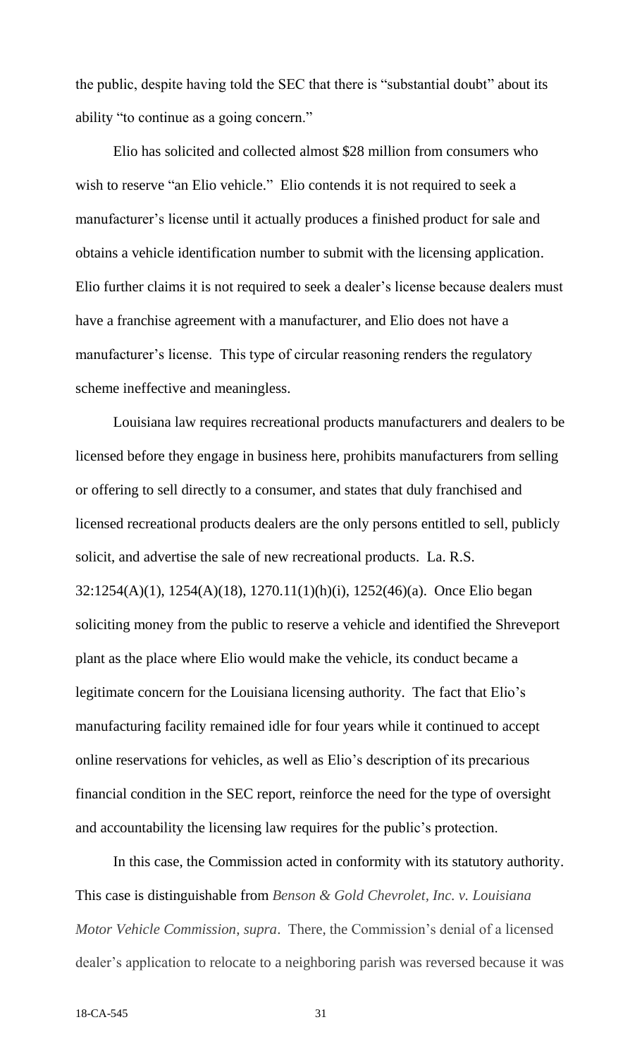the public, despite having told the SEC that there is "substantial doubt" about its ability "to continue as a going concern."

Elio has solicited and collected almost $28 million from consumers who wish to reserve "an Elio vehicle." Elio contends it is not required to seek a manufacturer's license until it actually produces a finished product for sale and obtains a vehicle identification number to submit with the licensing application. Elio further claims it is not required to seek a dealer's license because dealers must have a franchise agreement with a manufacturer, and Elio does not have a manufacturer's license. This type of circular reasoning renders the regulatory scheme ineffective and meaningless.

Louisiana law requires recreational products manufacturers and dealers to be licensed before they engage in business here, prohibits manufacturers from selling or offering to sell directly to a consumer, and states that duly franchised and licensed recreational products dealers are the only persons entitled to sell, publicly solicit, and advertise the sale of new recreational products. La. R.S. 32:1254(A)(1), 1254(A)(18), 1270.11(1)(h)(i), 1252(46)(a). Once Elio began soliciting money from the public to reserve a vehicle and identified the Shreveport plant as the place where Elio would make the vehicle, its conduct became a legitimate concern for the Louisiana licensing authority. The fact that Elio's manufacturing facility remained idle for four years while it continued to accept online reservations for vehicles, as well as Elio's description of its precarious financial condition in the SEC report, reinforce the need for the type of oversight and accountability the licensing law requires for the public's protection.

In this case, the Commission acted in conformity with its statutory authority. This case is distinguishable from *Benson & Gold Chevrolet, Inc. v. Louisiana Motor Vehicle Commission, supra*. There, the Commission's denial of a licensed dealer's application to relocate to a neighboring parish was reversed because it was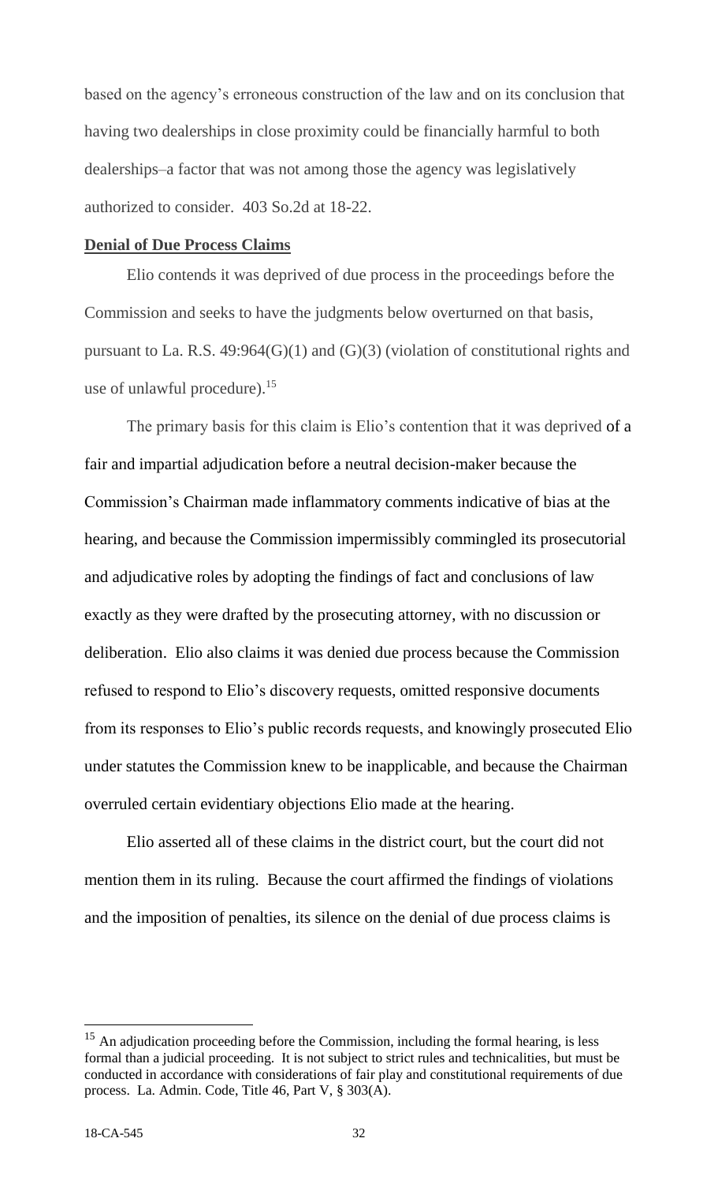based on the agency's erroneous construction of the law and on its conclusion that having two dealerships in close proximity could be financially harmful to both dealerships–a factor that was not among those the agency was legislatively authorized to consider. 403 So.2d at 18-22.

**Denial of Due Process Claims**

Elio contends it was deprived of due process in the proceedings before the Commission and seeks to have the judgments below overturned on that basis, pursuant to La. R.S. 49:964(G)(1) and (G)(3) (violation of constitutional rights and use of unlawful procedure).[15]

The primary basis for this claim is Elio's contention that it was deprived of a fair and impartial adjudication before a neutral decision-maker because the Commission's Chairman made inflammatory comments indicative of bias at the hearing, and because the Commission impermissibly commingled its prosecutorial and adjudicative roles by adopting the findings of fact and conclusions of law exactly as they were drafted by the prosecuting attorney, with no discussion or deliberation. Elio also claims it was denied due process because the Commission refused to respond to Elio's discovery requests, omitted responsive documents from its responses to Elio's public records requests, and knowingly prosecuted Elio under statutes the Commission knew to be inapplicable, and because the Chairman overruled certain evidentiary objections Elio made at the hearing.

Elio asserted all of these claims in the district court, but the court did not mention them in its ruling. Because the court affirmed the findings of violations and the imposition of penalties, its silence on the denial of due process claims is

[15] An adjudication proceeding before the Commission, including the formal hearing, is less formal than a judicial proceeding. It is not subject to strict rules and technicalities, but must be conducted in accordance with considerations of fair play and constitutional requirements of due process. La. Admin. Code, Title 46, Part V, § 303(A).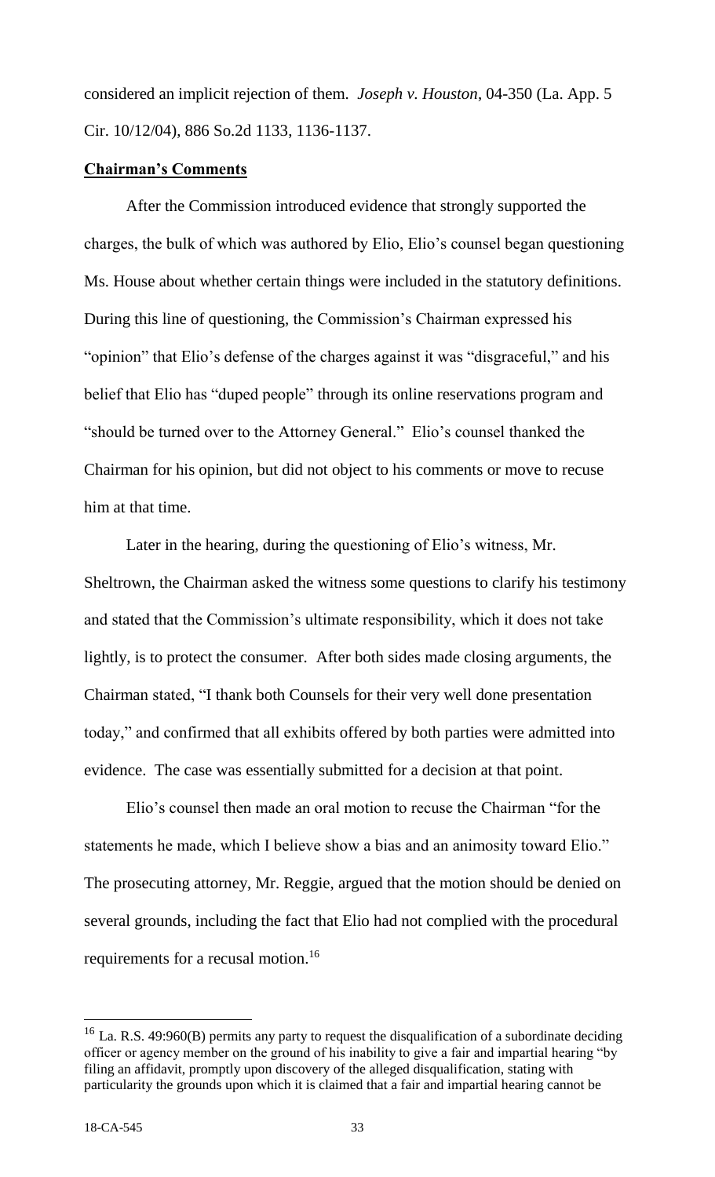considered an implicit rejection of them. *Joseph v. Houston*, 04-350 (La. App. 5 Cir. 10/12/04), 886 So.2d 1133, 1136-1137.

**Chairman's Comments**

After the Commission introduced evidence that strongly supported the charges, the bulk of which was authored by Elio, Elio's counsel began questioning Ms. House about whether certain things were included in the statutory definitions. During this line of questioning, the Commission's Chairman expressed his "opinion" that Elio's defense of the charges against it was "disgraceful," and his belief that Elio has "duped people" through its online reservations program and "should be turned over to the Attorney General." Elio's counsel thanked the Chairman for his opinion, but did not object to his comments or move to recuse him at that time.

Later in the hearing, during the questioning of Elio's witness, Mr. Sheltrown, the Chairman asked the witness some questions to clarify his testimony and stated that the Commission's ultimate responsibility, which it does not take lightly, is to protect the consumer. After both sides made closing arguments, the Chairman stated, "I thank both Counsels for their very well done presentation today," and confirmed that all exhibits offered by both parties were admitted into evidence. The case was essentially submitted for a decision at that point.

Elio's counsel then made an oral motion to recuse the Chairman "for the statements he made, which I believe show a bias and an animosity toward Elio." The prosecuting attorney, Mr. Reggie, argued that the motion should be denied on several grounds, including the fact that Elio had not complied with the procedural requirements for a recusal motion.[16]

---

[16] La. R.S. 49:960(B) permits any party to request the disqualification of a subordinate deciding officer or agency member on the ground of his inability to give a fair and impartial hearing "by filing an affidavit, promptly upon discovery of the alleged disqualification, stating with particularity the grounds upon which it is claimed that a fair and impartial hearing cannot be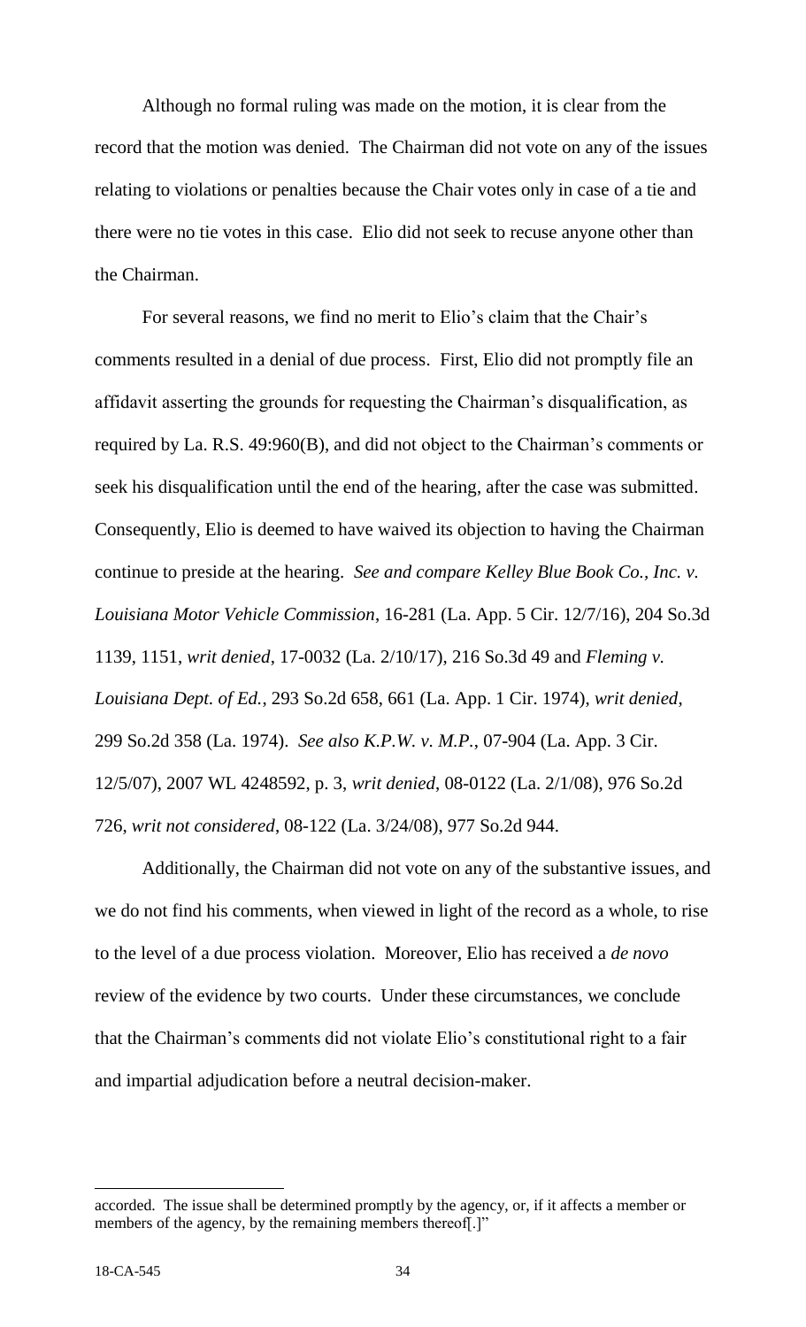Although no formal ruling was made on the motion, it is clear from the record that the motion was denied. The Chairman did not vote on any of the issues relating to violations or penalties because the Chair votes only in case of a tie and there were no tie votes in this case. Elio did not seek to recuse anyone other than the Chairman.

For several reasons, we find no merit to Elio's claim that the Chair's comments resulted in a denial of due process. First, Elio did not promptly file an affidavit asserting the grounds for requesting the Chairman's disqualification, as required by La. R.S. 49:960(B), and did not object to the Chairman's comments or seek his disqualification until the end of the hearing, after the case was submitted. Consequently, Elio is deemed to have waived its objection to having the Chairman continue to preside at the hearing. *See and compare Kelley Blue Book Co., Inc. v. Louisiana Motor Vehicle Commission*, 16-281 (La. App. 5 Cir. 12/7/16), 204 So.3d 1139, 1151, *writ denied*, 17-0032 (La. 2/10/17), 216 So.3d 49 and *Fleming v. Louisiana Dept. of Ed.*, 293 So.2d 658, 661 (La. App. 1 Cir. 1974), *writ denied*, 299 So.2d 358 (La. 1974). *See also K.P.W. v. M.P.*, 07-904 (La. App. 3 Cir. 12/5/07), 2007 WL 4248592, p. 3, *writ denied*, 08-0122 (La. 2/1/08), 976 So.2d 726, *writ not considered*, 08-122 (La. 3/24/08), 977 So.2d 944.

Additionally, the Chairman did not vote on any of the substantive issues, and we do not find his comments, when viewed in light of the record as a whole, to rise to the level of a due process violation. Moreover, Elio has received a *de novo* review of the evidence by two courts. Under these circumstances, we conclude that the Chairman's comments did not violate Elio's constitutional right to a fair and impartial adjudication before a neutral decision-maker.

---

accorded. The issue shall be determined promptly by the agency, or, if it affects a member or members of the agency, by the remaining members thereof[.]"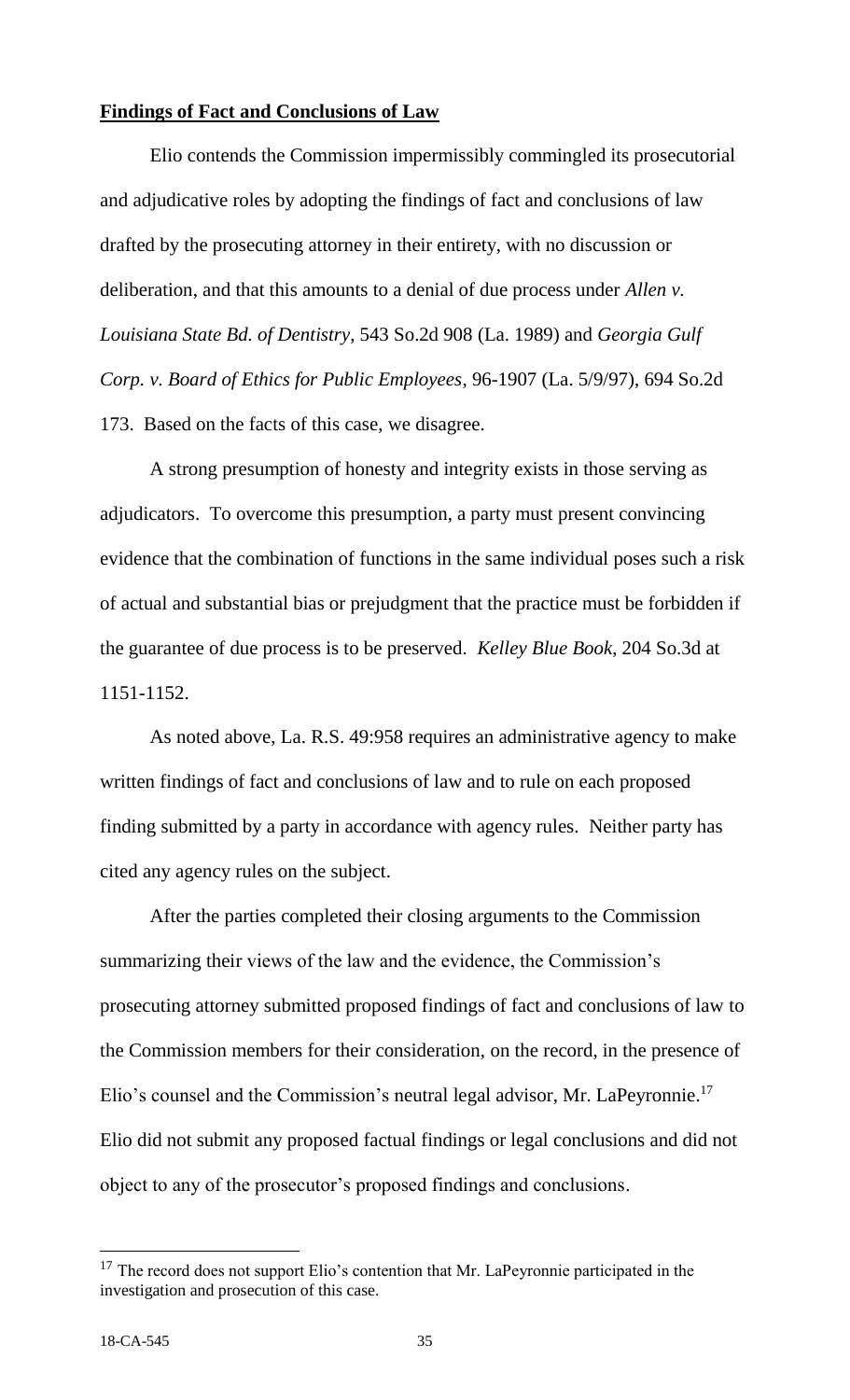**Findings of Fact and Conclusions of Law**

Elio contends the Commission impermissibly commingled its prosecutorial and adjudicative roles by adopting the findings of fact and conclusions of law drafted by the prosecuting attorney in their entirety, with no discussion or deliberation, and that this amounts to a denial of due process under *Allen v. Louisiana State Bd. of Dentistry*, 543 So.2d 908 (La. 1989) and *Georgia Gulf Corp. v. Board of Ethics for Public Employees*, 96-1907 (La. 5/9/97), 694 So.2d 173. Based on the facts of this case, we disagree.

A strong presumption of honesty and integrity exists in those serving as adjudicators. To overcome this presumption, a party must present convincing evidence that the combination of functions in the same individual poses such a risk of actual and substantial bias or prejudgment that the practice must be forbidden if the guarantee of due process is to be preserved. *Kelley Blue Book*, 204 So.3d at 1151-1152.

As noted above, La. R.S. 49:958 requires an administrative agency to make written findings of fact and conclusions of law and to rule on each proposed finding submitted by a party in accordance with agency rules. Neither party has cited any agency rules on the subject.

After the parties completed their closing arguments to the Commission summarizing their views of the law and the evidence, the Commission's prosecuting attorney submitted proposed findings of fact and conclusions of law to the Commission members for their consideration, on the record, in the presence of Elio's counsel and the Commission's neutral legal advisor, Mr. LaPeyronnie.[17] Elio did not submit any proposed factual findings or legal conclusions and did not object to any of the prosecutor's proposed findings and conclusions.

[17] The record does not support Elio's contention that Mr. LaPeyronnie participated in the investigation and prosecution of this case.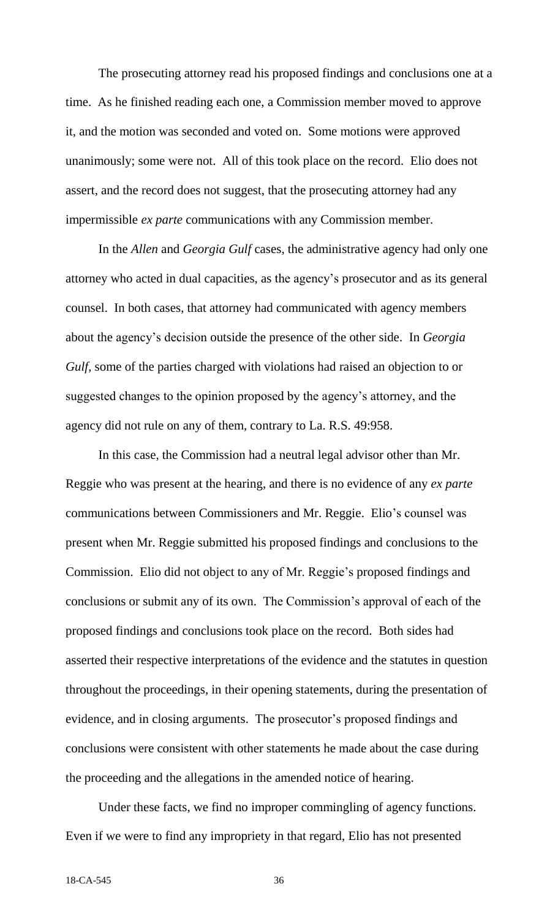The prosecuting attorney read his proposed findings and conclusions one at a time. As he finished reading each one, a Commission member moved to approve it, and the motion was seconded and voted on. Some motions were approved unanimously; some were not. All of this took place on the record. Elio does not assert, and the record does not suggest, that the prosecuting attorney had any impermissible *ex parte* communications with any Commission member.

In the *Allen* and *Georgia Gulf* cases, the administrative agency had only one attorney who acted in dual capacities, as the agency's prosecutor and as its general counsel. In both cases, that attorney had communicated with agency members about the agency's decision outside the presence of the other side. In *Georgia Gulf*, some of the parties charged with violations had raised an objection to or suggested changes to the opinion proposed by the agency's attorney, and the agency did not rule on any of them, contrary to La. R.S. 49:958.

In this case, the Commission had a neutral legal advisor other than Mr. Reggie who was present at the hearing, and there is no evidence of any *ex parte* communications between Commissioners and Mr. Reggie. Elio's counsel was present when Mr. Reggie submitted his proposed findings and conclusions to the Commission. Elio did not object to any of Mr. Reggie's proposed findings and conclusions or submit any of its own. The Commission's approval of each of the proposed findings and conclusions took place on the record. Both sides had asserted their respective interpretations of the evidence and the statutes in question throughout the proceedings, in their opening statements, during the presentation of evidence, and in closing arguments. The prosecutor's proposed findings and conclusions were consistent with other statements he made about the case during the proceeding and the allegations in the amended notice of hearing.

Under these facts, we find no improper commingling of agency functions. Even if we were to find any impropriety in that regard, Elio has not presented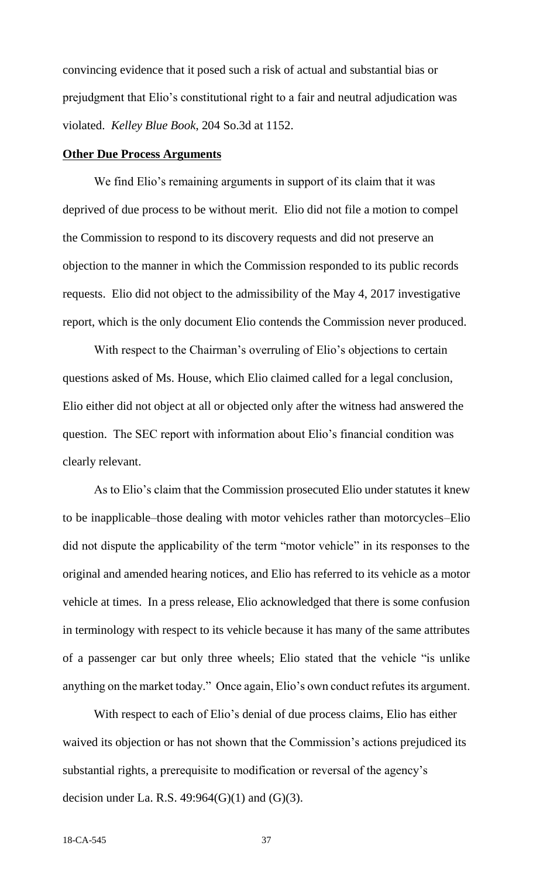convincing evidence that it posed such a risk of actual and substantial bias or prejudgment that Elio's constitutional right to a fair and neutral adjudication was violated. *Kelley Blue Book*, 204 So.3d at 1152.

**Other Due Process Arguments**

We find Elio's remaining arguments in support of its claim that it was deprived of due process to be without merit. Elio did not file a motion to compel the Commission to respond to its discovery requests and did not preserve an objection to the manner in which the Commission responded to its public records requests. Elio did not object to the admissibility of the May 4, 2017 investigative report, which is the only document Elio contends the Commission never produced.

With respect to the Chairman's overruling of Elio's objections to certain questions asked of Ms. House, which Elio claimed called for a legal conclusion, Elio either did not object at all or objected only after the witness had answered the question. The SEC report with information about Elio's financial condition was clearly relevant.

As to Elio's claim that the Commission prosecuted Elio under statutes it knew to be inapplicable–those dealing with motor vehicles rather than motorcycles–Elio did not dispute the applicability of the term "motor vehicle" in its responses to the original and amended hearing notices, and Elio has referred to its vehicle as a motor vehicle at times. In a press release, Elio acknowledged that there is some confusion in terminology with respect to its vehicle because it has many of the same attributes of a passenger car but only three wheels; Elio stated that the vehicle "is unlike anything on the market today." Once again, Elio's own conduct refutes its argument.

With respect to each of Elio's denial of due process claims, Elio has either waived its objection or has not shown that the Commission's actions prejudiced its substantial rights, a prerequisite to modification or reversal of the agency's decision under La. R.S. 49:964(G)(1) and (G)(3).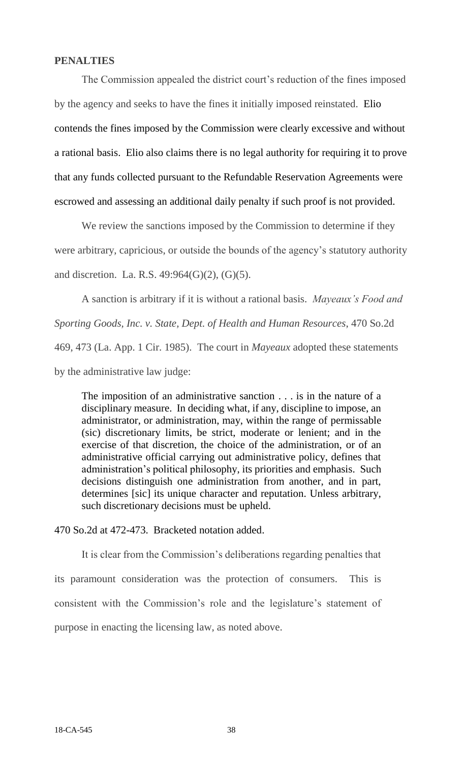**PENALTIES**

The Commission appealed the district court's reduction of the fines imposed by the agency and seeks to have the fines it initially imposed reinstated. Elio contends the fines imposed by the Commission were clearly excessive and without a rational basis. Elio also claims there is no legal authority for requiring it to prove that any funds collected pursuant to the Refundable Reservation Agreements were escrowed and assessing an additional daily penalty if such proof is not provided.

We review the sanctions imposed by the Commission to determine if they were arbitrary, capricious, or outside the bounds of the agency's statutory authority and discretion. La. R.S. 49:964(G)(2), (G)(5).

A sanction is arbitrary if it is without a rational basis. *Mayeaux's Food and Sporting Goods, Inc. v. State, Dept. of Health and Human Resources*, 470 So.2d 469, 473 (La. App. 1 Cir. 1985). The court in *Mayeaux* adopted these statements by the administrative law judge:

> The imposition of an administrative sanction . . . is in the nature of a disciplinary measure. In deciding what, if any, discipline to impose, an administrator, or administration, may, within the range of permissable (sic) discretionary limits, be strict, moderate or lenient; and in the exercise of that discretion, the choice of the administration, or of an administrative official carrying out administrative policy, defines that administration's political philosophy, its priorities and emphasis. Such decisions distinguish one administration from another, and in part, determines [sic] its unique character and reputation. Unless arbitrary, such discretionary decisions must be upheld.

470 So.2d at 472-473. Bracketed notation added.

It is clear from the Commission's deliberations regarding penalties that its paramount consideration was the protection of consumers. This is consistent with the Commission's role and the legislature's statement of purpose in enacting the licensing law, as noted above.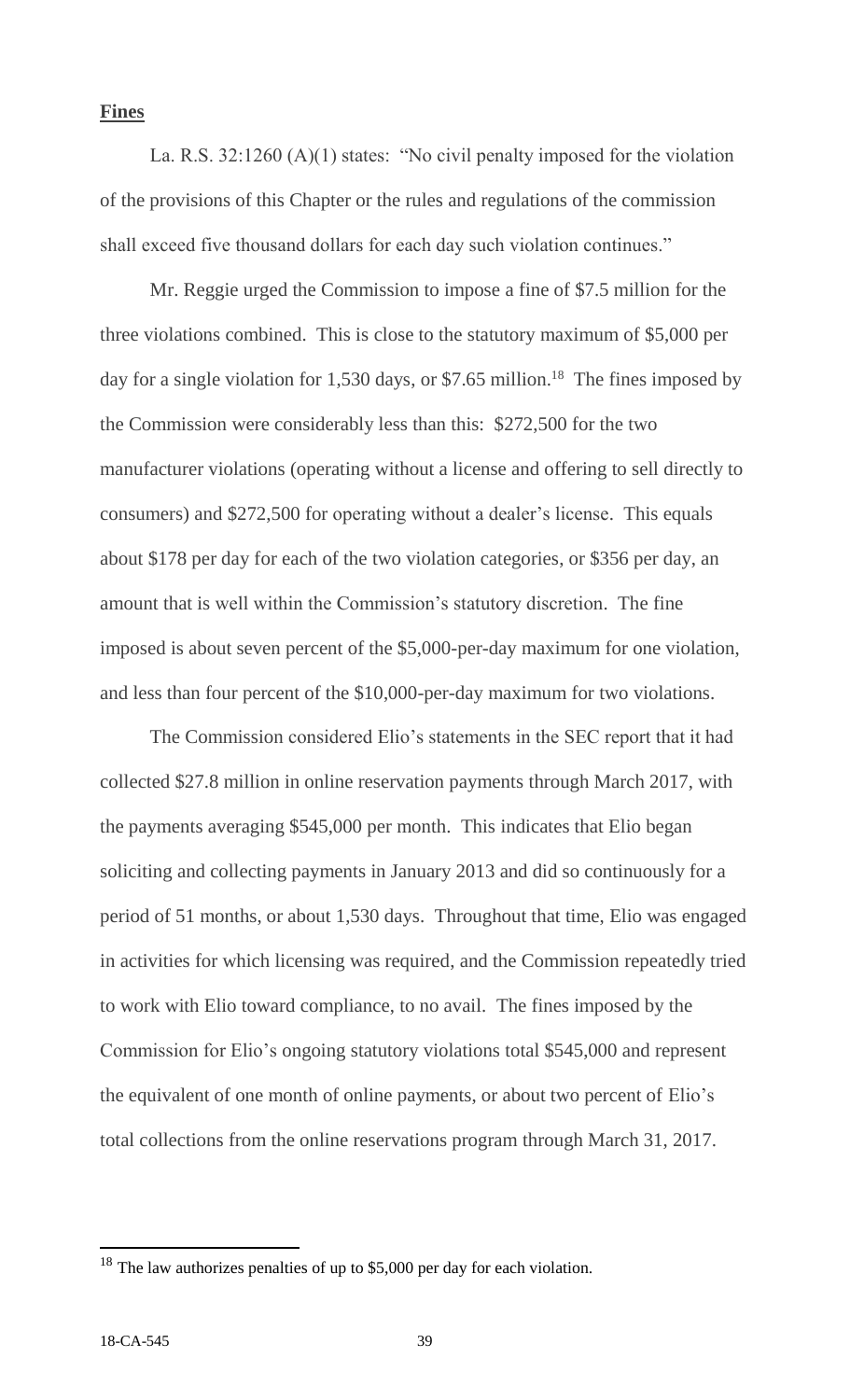**Fines**

La. R.S. 32:1260 (A)(1) states: "No civil penalty imposed for the violation of the provisions of this Chapter or the rules and regulations of the commission shall exceed five thousand dollars for each day such violation continues."

Mr. Reggie urged the Commission to impose a fine of $7.5 million for the three violations combined. This is close to the statutory maximum of $5,000 per day for a single violation for 1,530 days, or $7.65 million.[18] The fines imposed by the Commission were considerably less than this: $272,500 for the two manufacturer violations (operating without a license and offering to sell directly to consumers) and $272,500 for operating without a dealer's license. This equals about $178 per day for each of the two violation categories, or $356 per day, an amount that is well within the Commission's statutory discretion. The fine imposed is about seven percent of the $5,000-per-day maximum for one violation, and less than four percent of the $10,000-per-day maximum for two violations.

The Commission considered Elio's statements in the SEC report that it had collected $27.8 million in online reservation payments through March 2017, with the payments averaging $545,000 per month. This indicates that Elio began soliciting and collecting payments in January 2013 and did so continuously for a period of 51 months, or about 1,530 days. Throughout that time, Elio was engaged in activities for which licensing was required, and the Commission repeatedly tried to work with Elio toward compliance, to no avail. The fines imposed by the Commission for Elio's ongoing statutory violations total $545,000 and represent the equivalent of one month of online payments, or about two percent of Elio's total collections from the online reservations program through March 31, 2017.

---

[18] The law authorizes penalties of up to $5,000 per day for each violation.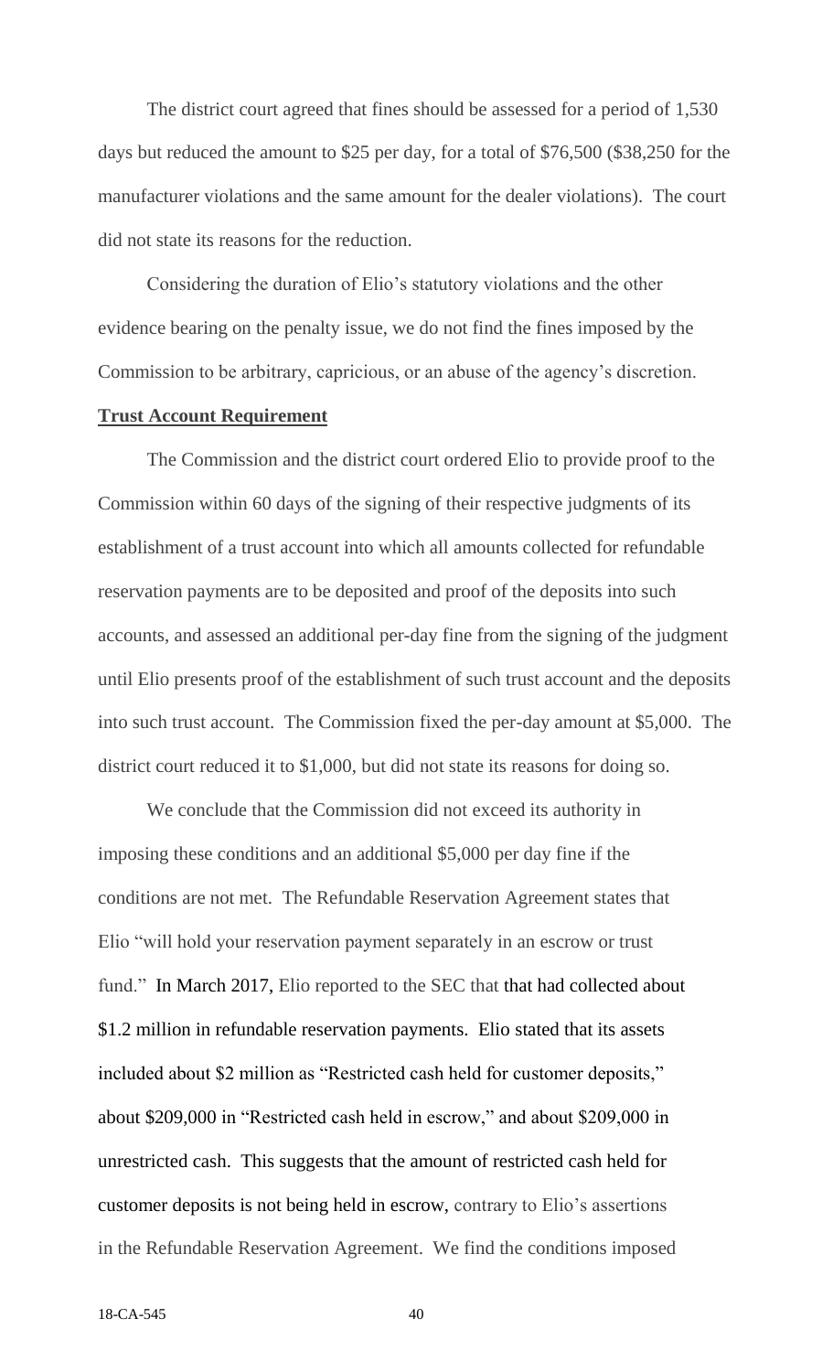The district court agreed that fines should be assessed for a period of 1,530 days but reduced the amount to $25 per day, for a total of $76,500 ($38,250 for the manufacturer violations and the same amount for the dealer violations). The court did not state its reasons for the reduction.

Considering the duration of Elio's statutory violations and the other evidence bearing on the penalty issue, we do not find the fines imposed by the Commission to be arbitrary, capricious, or an abuse of the agency's discretion.

**Trust Account Requirement**

The Commission and the district court ordered Elio to provide proof to the Commission within 60 days of the signing of their respective judgments of its establishment of a trust account into which all amounts collected for refundable reservation payments are to be deposited and proof of the deposits into such accounts, and assessed an additional per-day fine from the signing of the judgment until Elio presents proof of the establishment of such trust account and the deposits into such trust account. The Commission fixed the per-day amount at $5,000. The district court reduced it to $1,000, but did not state its reasons for doing so.

We conclude that the Commission did not exceed its authority in imposing these conditions and an additional $5,000 per day fine if the conditions are not met. The Refundable Reservation Agreement states that Elio "will hold your reservation payment separately in an escrow or trust fund." In March 2017, Elio reported to the SEC that that had collected about $1.2 million in refundable reservation payments. Elio stated that its assets included about $2 million as "Restricted cash held for customer deposits," about $209,000 in "Restricted cash held in escrow," and about $209,000 in unrestricted cash. This suggests that the amount of restricted cash held for customer deposits is not being held in escrow, contrary to Elio's assertions in the Refundable Reservation Agreement. We find the conditions imposed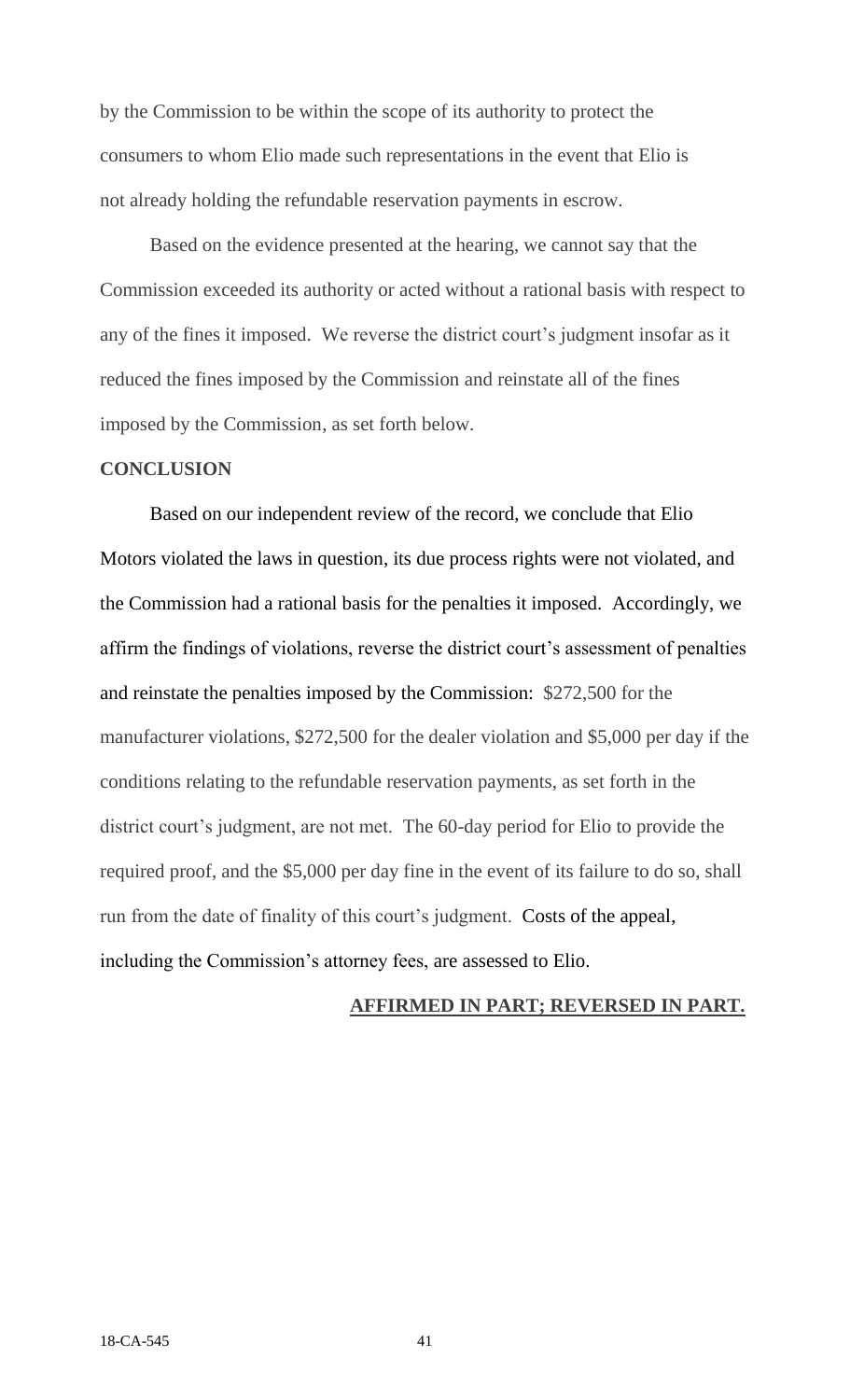by the Commission to be within the scope of its authority to protect the consumers to whom Elio made such representations in the event that Elio is not already holding the refundable reservation payments in escrow.

Based on the evidence presented at the hearing, we cannot say that the Commission exceeded its authority or acted without a rational basis with respect to any of the fines it imposed. We reverse the district court's judgment insofar as it reduced the fines imposed by the Commission and reinstate all of the fines imposed by the Commission, as set forth below.

**CONCLUSION**

Based on our independent review of the record, we conclude that Elio Motors violated the laws in question, its due process rights were not violated, and the Commission had a rational basis for the penalties it imposed. Accordingly, we affirm the findings of violations, reverse the district court's assessment of penalties and reinstate the penalties imposed by the Commission: $272,500 for the manufacturer violations, $272,500 for the dealer violation and $5,000 per day if the conditions relating to the refundable reservation payments, as set forth in the district court's judgment, are not met. The 60-day period for Elio to provide the required proof, and the $5,000 per day fine in the event of its failure to do so, shall run from the date of finality of this court's judgment. Costs of the appeal, including the Commission's attorney fees, are assessed to Elio.

**AFFIRMED IN PART; REVERSED IN PART.**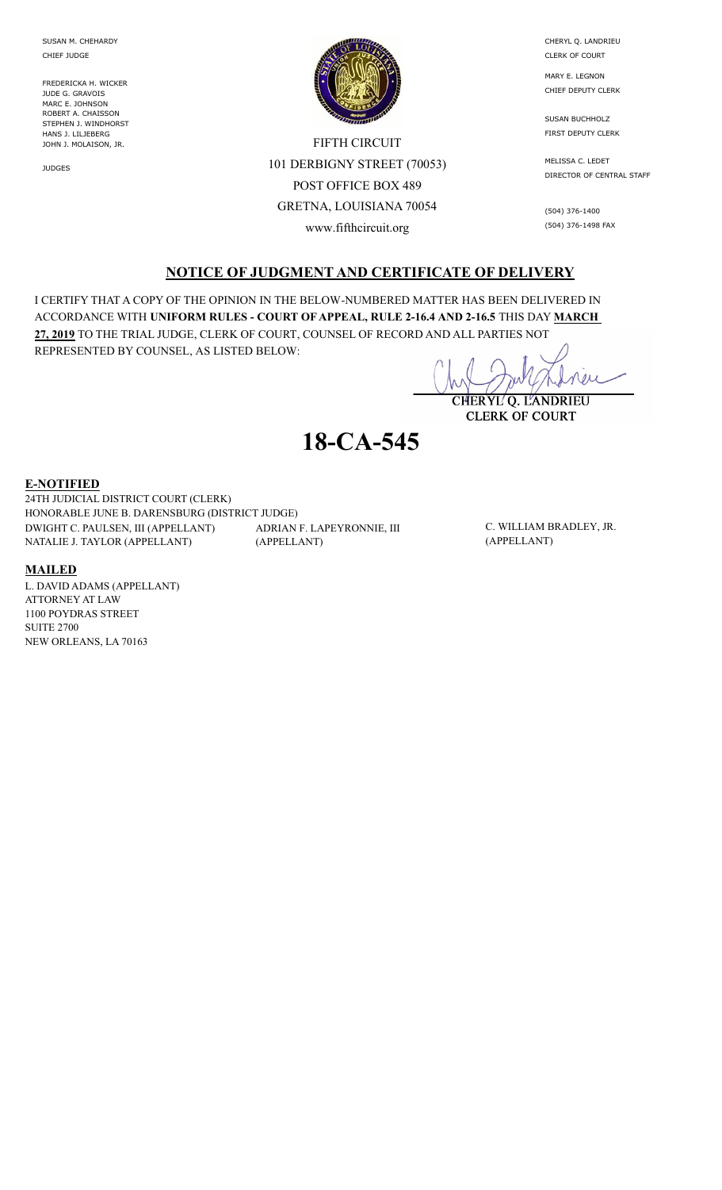SUSAN M. CHEHARDY
CHIEF JUDGE

FREDERICKA H. WICKER
JUDE G. GRAVOIS
MARC E. JOHNSON
ROBERT A. CHAISSON
STEPHEN J. WINDHORST
HANS J. LILJEBERG
JOHN J. MOLAISON, JR.

JUDGES

FIFTH CIRCUIT
101 DERBIGNY STREET (70053)
POST OFFICE BOX 489
GRETNA, LOUISIANA 70054
www.fifthcircuit.org

CHERYL Q. LANDRIEU
CLERK OF COURT

MARY E. LEGNON
CHIEF DEPUTY CLERK

SUSAN BUCHHOLZ
FIRST DEPUTY CLERK

MELISSA C. LEDET
DIRECTOR OF CENTRAL STAFF

(504) 376-1400
(504) 376-1498 FAX

## NOTICE OF JUDGMENT AND CERTIFICATE OF DELIVERY

I CERTIFY THAT A COPY OF THE OPINION IN THE BELOW-NUMBERED MATTER HAS BEEN DELIVERED IN ACCORDANCE WITH **UNIFORM RULES - COURT OF APPEAL, RULE 2-16.4 AND 2-16.5** THIS DAY **MARCH 27, 2019** TO THE TRIAL JUDGE, CLERK OF COURT, COUNSEL OF RECORD AND ALL PARTIES NOT REPRESENTED BY COUNSEL, AS LISTED BELOW:

CHERYL Q. LANDRIEU
CLERK OF COURT

# 18-CA-545

**E-NOTIFIED**

24TH JUDICIAL DISTRICT COURT (CLERK)
HONORABLE JUNE B. DARENSBURG (DISTRICT JUDGE)
DWIGHT C. PAULSEN, III (APPELLANT)
NATALIE J. TAYLOR (APPELLANT)
ADRIAN F. LAPEYRONNIE, III (APPELLANT)
C. WILLIAM BRADLEY, JR. (APPELLANT)

**MAILED**

L. DAVID ADAMS (APPELLANT)
ATTORNEY AT LAW
1100 POYDRAS STREET
SUITE 2700
NEW ORLEANS, LA 70163